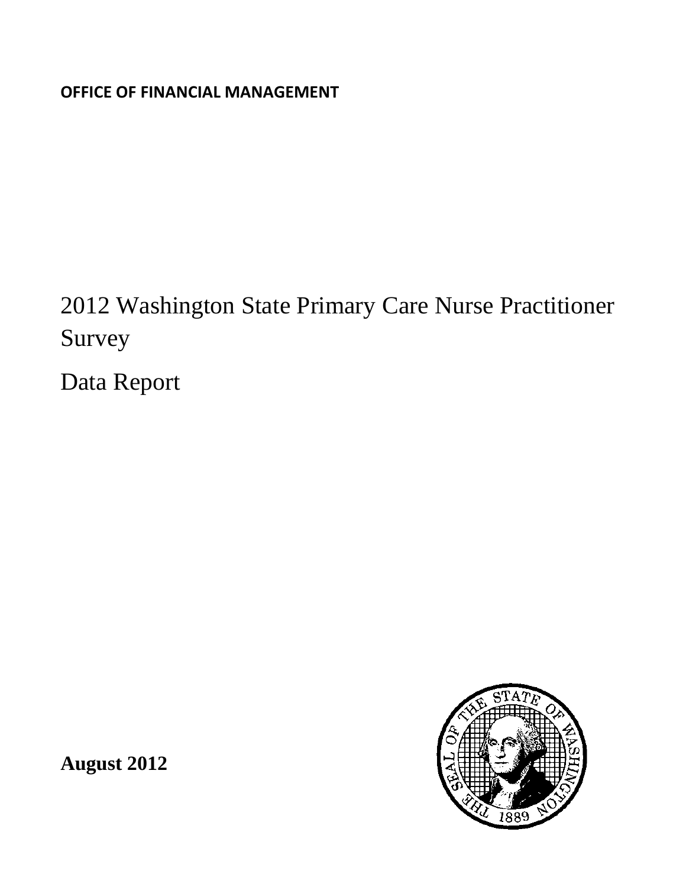**OFFICE OF FINANCIAL MANAGEMENT**

# 2012 Washington State Primary Care Nurse Practitioner Survey

# Data Report

**August 2012**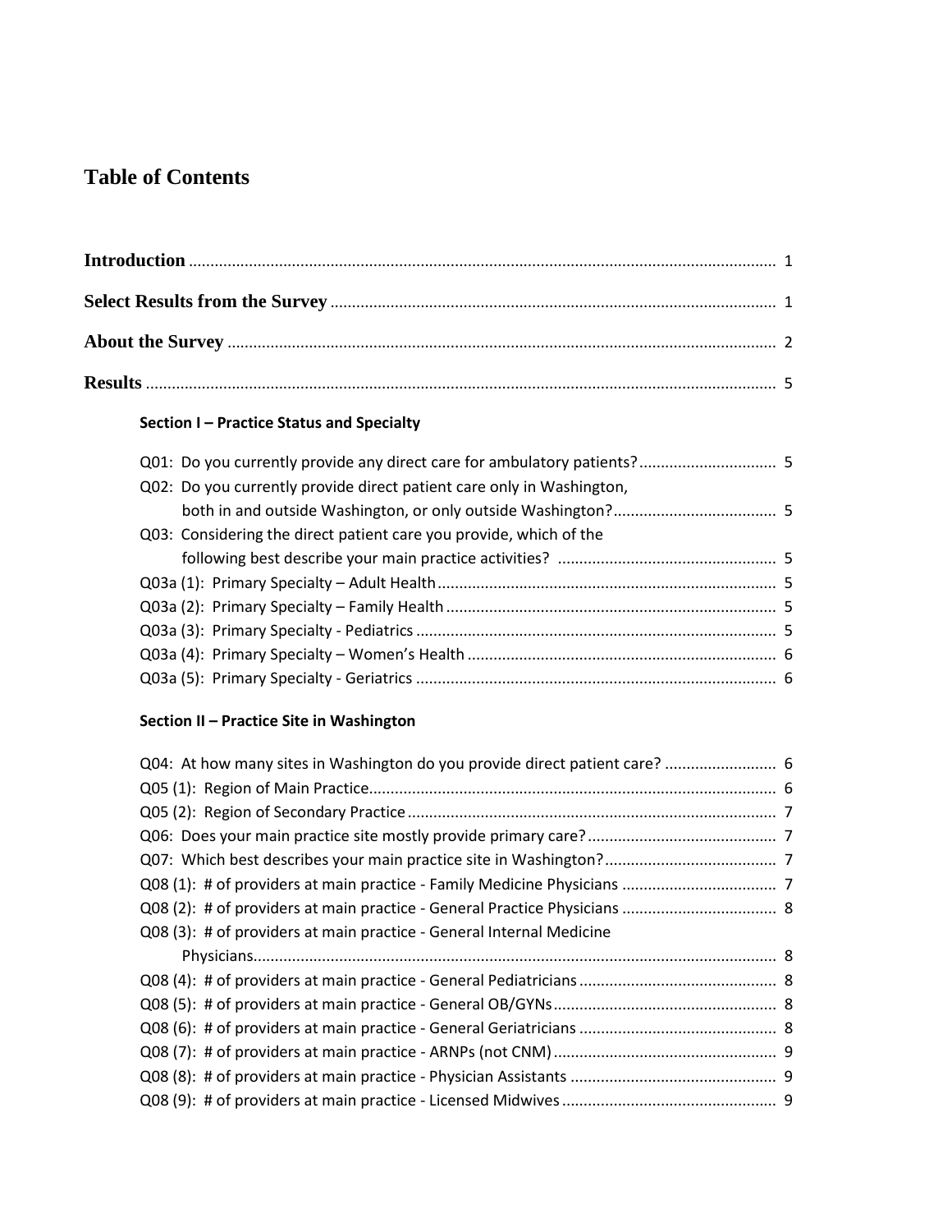# Table of Contents

**Introduction** ........................................................................................................................................ 1

**Select Results from the Survey** ........................................................................................................ 1

**About the Survey** ................................................................................................................................ 2

**Results** ................................................................................................................................................ 5

**Section I – Practice Status and Specialty**

Q01: Do you currently provide any direct care for ambulatory patients? ................................ 5

Q02: Do you currently provide direct patient care only in Washington, both in and outside Washington, or only outside Washington? ...................................... 5

Q03: Considering the direct patient care you provide, which of the following best describe your main practice activities? .................................................. 5

Q03a (1): Primary Specialty – Adult Health .............................................................................. 5

Q03a (2): Primary Specialty – Family Health ............................................................................ 5

Q03a (3): Primary Specialty - Pediatrics ................................................................................... 5

Q03a (4): Primary Specialty – Women's Health ....................................................................... 6

Q03a (5): Primary Specialty - Geriatrics ................................................................................... 6

**Section II – Practice Site in Washington**

Q04: At how many sites in Washington do you provide direct patient care? .......................... 6

Q05 (1): Region of Main Practice .............................................................................................. 6

Q05 (2): Region of Secondary Practice ..................................................................................... 7

Q06: Does your main practice site mostly provide primary care? ............................................ 7

Q07: Which best describes your main practice site in Washington? ........................................ 7

Q08 (1): # of providers at main practice - Family Medicine Physicians .................................... 7

Q08 (2): # of providers at main practice - General Practice Physicians .................................... 8

Q08 (3): # of providers at main practice - General Internal Medicine Physicians ......................................................................................................................... 8

Q08 (4): # of providers at main practice - General Pediatricians .............................................. 8

Q08 (5): # of providers at main practice - General OB/GYNs .................................................... 8

Q08 (6): # of providers at main practice - General Geriatricians .............................................. 8

Q08 (7): # of providers at main practice - ARNPs (not CNM) .................................................... 9

Q08 (8): # of providers at main practice - Physician Assistants ................................................ 9

Q08 (9): # of providers at main practice - Licensed Midwives .................................................. 9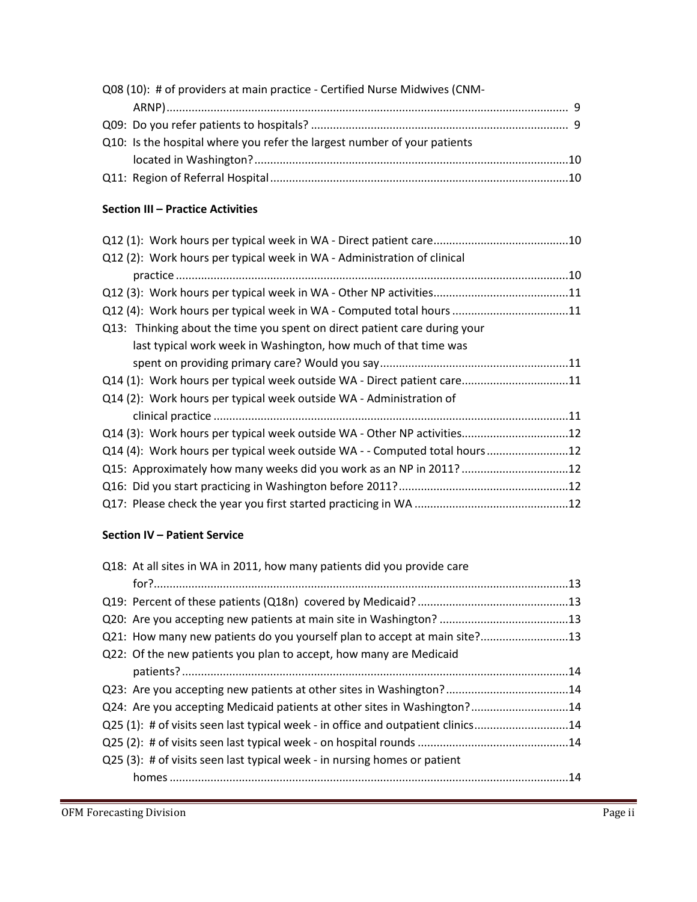Q08 (10): # of providers at main practice - Certified Nurse Midwives (CNM-ARNP) ..... 9

Q09: Do you refer patients to hospitals? ..... 9

Q10: Is the hospital where you refer the largest number of your patients located in Washington? ..... 10

Q11: Region of Referral Hospital ..... 10

**Section III – Practice Activities**

Q12 (1): Work hours per typical week in WA - Direct patient care ..... 10

Q12 (2): Work hours per typical week in WA - Administration of clinical practice ..... 10

Q12 (3): Work hours per typical week in WA - Other NP activities ..... 11

Q12 (4): Work hours per typical week in WA - Computed total hours ..... 11

Q13: Thinking about the time you spent on direct patient care during your last typical work week in Washington, how much of that time was spent on providing primary care? Would you say ..... 11

Q14 (1): Work hours per typical week outside WA - Direct patient care ..... 11

Q14 (2): Work hours per typical week outside WA - Administration of clinical practice ..... 11

Q14 (3): Work hours per typical week outside WA - Other NP activities ..... 12

Q14 (4): Work hours per typical week outside WA - - Computed total hours ..... 12

Q15: Approximately how many weeks did you work as an NP in 2011? ..... 12

Q16: Did you start practicing in Washington before 2011? ..... 12

Q17: Please check the year you first started practicing in WA ..... 12

**Section IV – Patient Service**

Q18: At all sites in WA in 2011, how many patients did you provide care for? ..... 13

Q19: Percent of these patients (Q18n) covered by Medicaid? ..... 13

Q20: Are you accepting new patients at main site in Washington? ..... 13

Q21: How many new patients do you yourself plan to accept at main site? ..... 13

Q22: Of the new patients you plan to accept, how many are Medicaid patients? ..... 14

Q23: Are you accepting new patients at other sites in Washington? ..... 14

Q24: Are you accepting Medicaid patients at other sites in Washington? ..... 14

Q25 (1): # of visits seen last typical week - in office and outpatient clinics ..... 14

Q25 (2): # of visits seen last typical week - on hospital rounds ..... 14

Q25 (3): # of visits seen last typical week - in nursing homes or patient homes ..... 14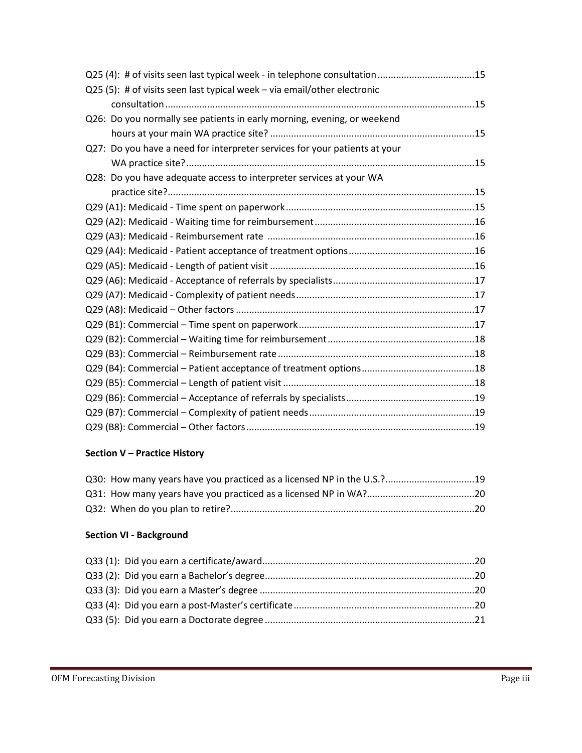Q25 (4): # of visits seen last typical week - in telephone consultation .....................................15

Q25 (5): # of visits seen last typical week – via email/other electronic consultation .....................................15

Q26: Do you normally see patients in early morning, evening, or weekend hours at your main WA practice site? .....................................15

Q27: Do you have a need for interpreter services for your patients at your WA practice site? .....................................15

Q28: Do you have adequate access to interpreter services at your WA practice site? .....................................15

Q29 (A1): Medicaid - Time spent on paperwork .....................................15

Q29 (A2): Medicaid - Waiting time for reimbursement .....................................16

Q29 (A3): Medicaid - Reimbursement rate .....................................16

Q29 (A4): Medicaid - Patient acceptance of treatment options .....................................16

Q29 (A5): Medicaid - Length of patient visit .....................................16

Q29 (A6): Medicaid - Acceptance of referrals by specialists .....................................17

Q29 (A7): Medicaid - Complexity of patient needs .....................................17

Q29 (A8): Medicaid – Other factors .....................................17

Q29 (B1): Commercial – Time spent on paperwork .....................................17

Q29 (B2): Commercial – Waiting time for reimbursement .....................................18

Q29 (B3): Commercial – Reimbursement rate .....................................18

Q29 (B4): Commercial – Patient acceptance of treatment options .....................................18

Q29 (B5): Commercial – Length of patient visit .....................................18

Q29 (B6): Commercial – Acceptance of referrals by specialists .....................................19

Q29 (B7): Commercial – Complexity of patient needs .....................................19

Q29 (B8): Commercial – Other factors .....................................19

**Section V – Practice History**

Q30: How many years have you practiced as a licensed NP in the U.S.? .....................................19

Q31: How many years have you practiced as a licensed NP in WA? .....................................20

Q32: When do you plan to retire? .....................................20

**Section VI - Background**

Q33 (1): Did you earn a certificate/award .....................................20

Q33 (2): Did you earn a Bachelor's degree .....................................20

Q33 (3): Did you earn a Master's degree .....................................20

Q33 (4): Did you earn a post-Master's certificate .....................................20

Q33 (5): Did you earn a Doctorate degree .....................................21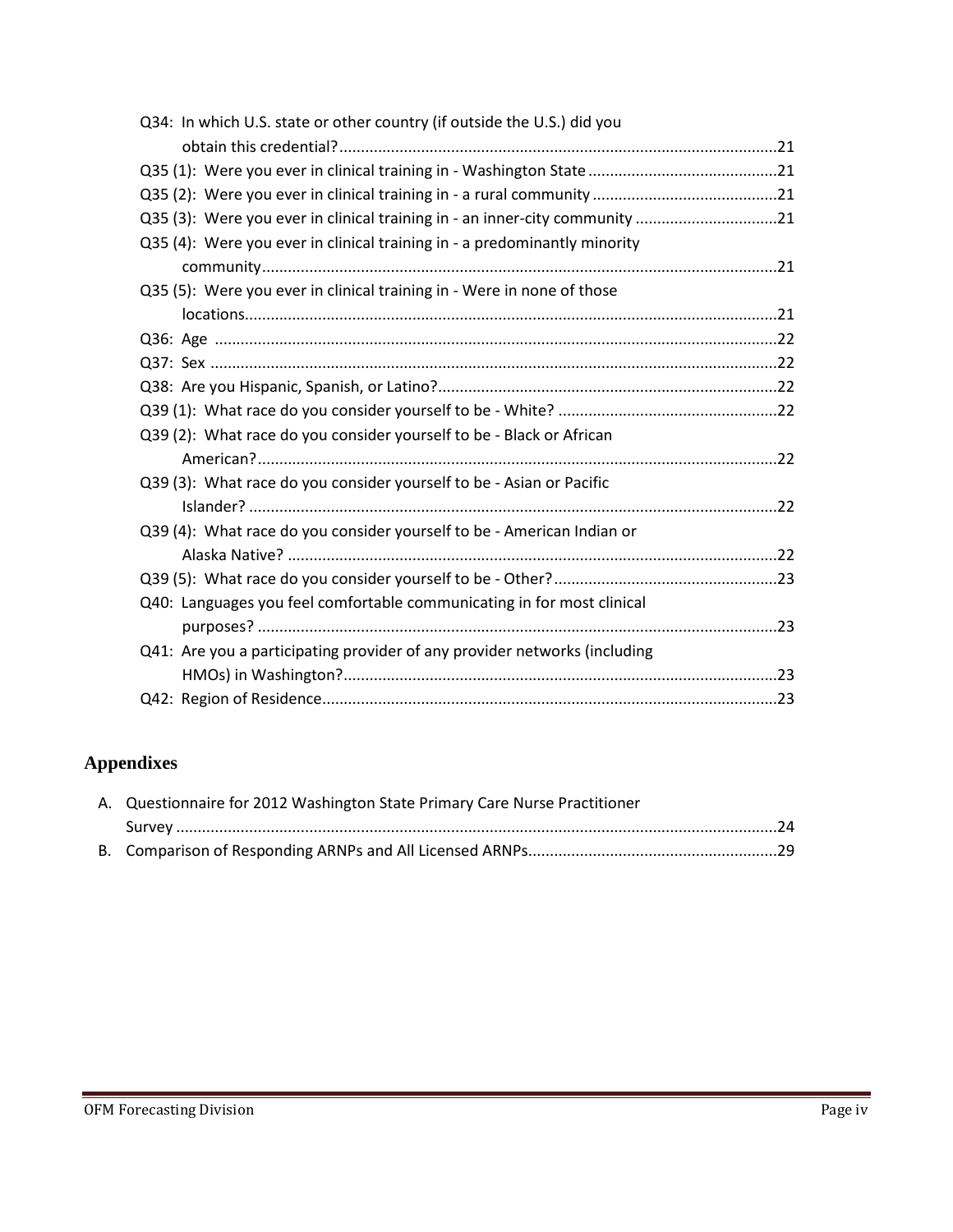Q34: In which U.S. state or other country (if outside the U.S.) did you obtain this credential? ..... 21
Q35 (1): Were you ever in clinical training in - Washington State ..... 21
Q35 (2): Were you ever in clinical training in - a rural community ..... 21
Q35 (3): Were you ever in clinical training in - an inner-city community ..... 21
Q35 (4): Were you ever in clinical training in - a predominantly minority community ..... 21
Q35 (5): Were you ever in clinical training in - Were in none of those locations ..... 21
Q36: Age ..... 22
Q37: Sex ..... 22
Q38: Are you Hispanic, Spanish, or Latino? ..... 22
Q39 (1): What race do you consider yourself to be - White? ..... 22
Q39 (2): What race do you consider yourself to be - Black or African American? ..... 22
Q39 (3): What race do you consider yourself to be - Asian or Pacific Islander? ..... 22
Q39 (4): What race do you consider yourself to be - American Indian or Alaska Native? ..... 22
Q39 (5): What race do you consider yourself to be - Other? ..... 23
Q40: Languages you feel comfortable communicating in for most clinical purposes? ..... 23
Q41: Are you a participating provider of any provider networks (including HMOs) in Washington? ..... 23
Q42: Region of Residence ..... 23

## Appendixes

A. Questionnaire for 2012 Washington State Primary Care Nurse Practitioner Survey ..... 24
B. Comparison of Responding ARNPs and All Licensed ARNPs ..... 29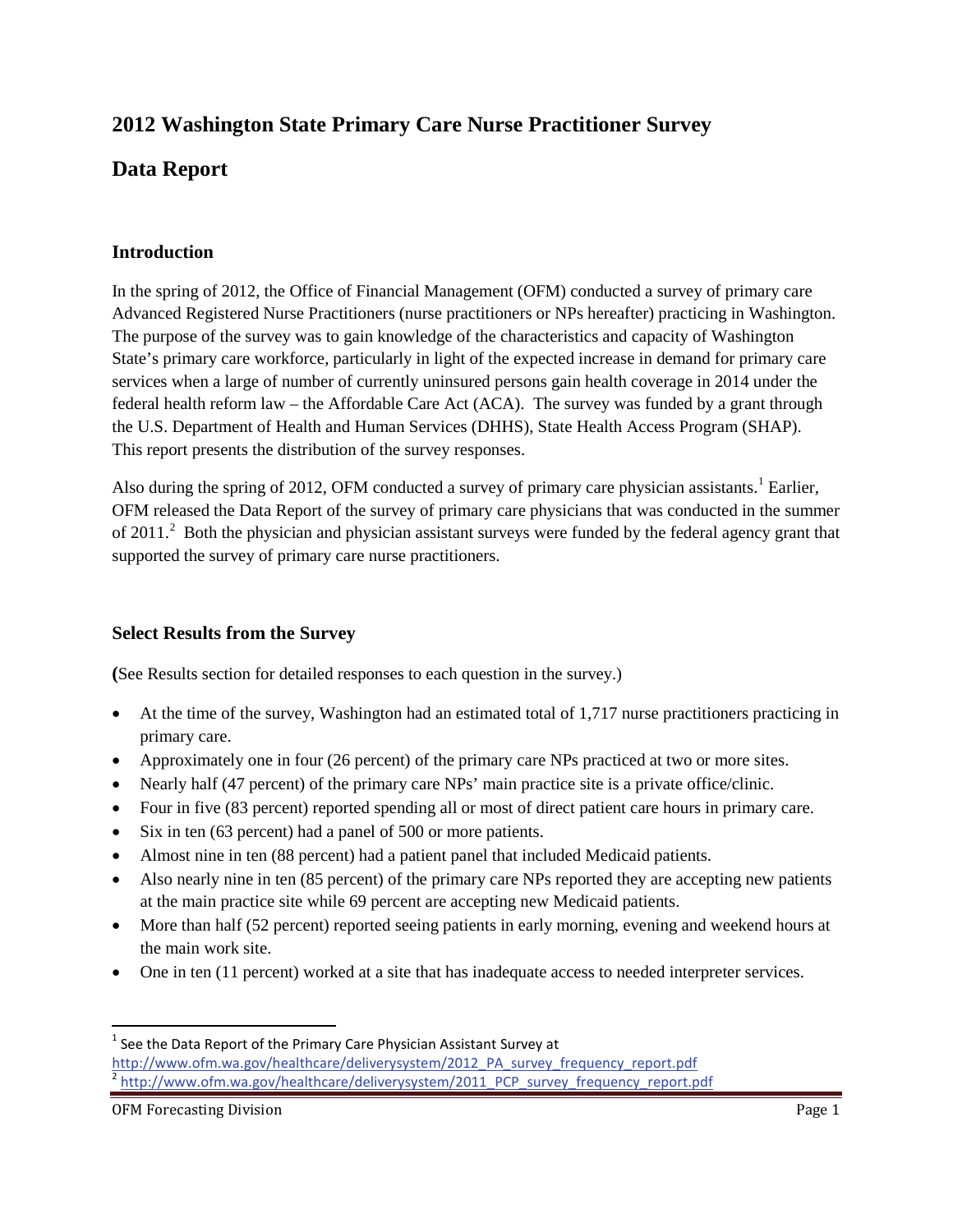# 2012 Washington State Primary Care Nurse Practitioner Survey

# Data Report

## Introduction

In the spring of 2012, the Office of Financial Management (OFM) conducted a survey of primary care Advanced Registered Nurse Practitioners (nurse practitioners or NPs hereafter) practicing in Washington. The purpose of the survey was to gain knowledge of the characteristics and capacity of Washington State's primary care workforce, particularly in light of the expected increase in demand for primary care services when a large of number of currently uninsured persons gain health coverage in 2014 under the federal health reform law – the Affordable Care Act (ACA). The survey was funded by a grant through the U.S. Department of Health and Human Services (DHHS), State Health Access Program (SHAP). This report presents the distribution of the survey responses.

Also during the spring of 2012, OFM conducted a survey of primary care physician assistants.[1] Earlier, OFM released the Data Report of the survey of primary care physicians that was conducted in the summer of 2011.[2] Both the physician and physician assistant surveys were funded by the federal agency grant that supported the survey of primary care nurse practitioners.

## Select Results from the Survey

**(**See Results section for detailed responses to each question in the survey.)

- At the time of the survey, Washington had an estimated total of 1,717 nurse practitioners practicing in primary care.
- Approximately one in four (26 percent) of the primary care NPs practiced at two or more sites.
- Nearly half (47 percent) of the primary care NPs' main practice site is a private office/clinic.
- Four in five (83 percent) reported spending all or most of direct patient care hours in primary care.
- Six in ten (63 percent) had a panel of 500 or more patients.
- Almost nine in ten (88 percent) had a patient panel that included Medicaid patients.
- Also nearly nine in ten (85 percent) of the primary care NPs reported they are accepting new patients at the main practice site while 69 percent are accepting new Medicaid patients.
- More than half (52 percent) reported seeing patients in early morning, evening and weekend hours at the main work site.
- One in ten (11 percent) worked at a site that has inadequate access to needed interpreter services.

[1] See the Data Report of the Primary Care Physician Assistant Survey at http://www.ofm.wa.gov/healthcare/deliverysystem/2012_PA_survey_frequency_report.pdf

[2] http://www.ofm.wa.gov/healthcare/deliverysystem/2011_PCP_survey_frequency_report.pdf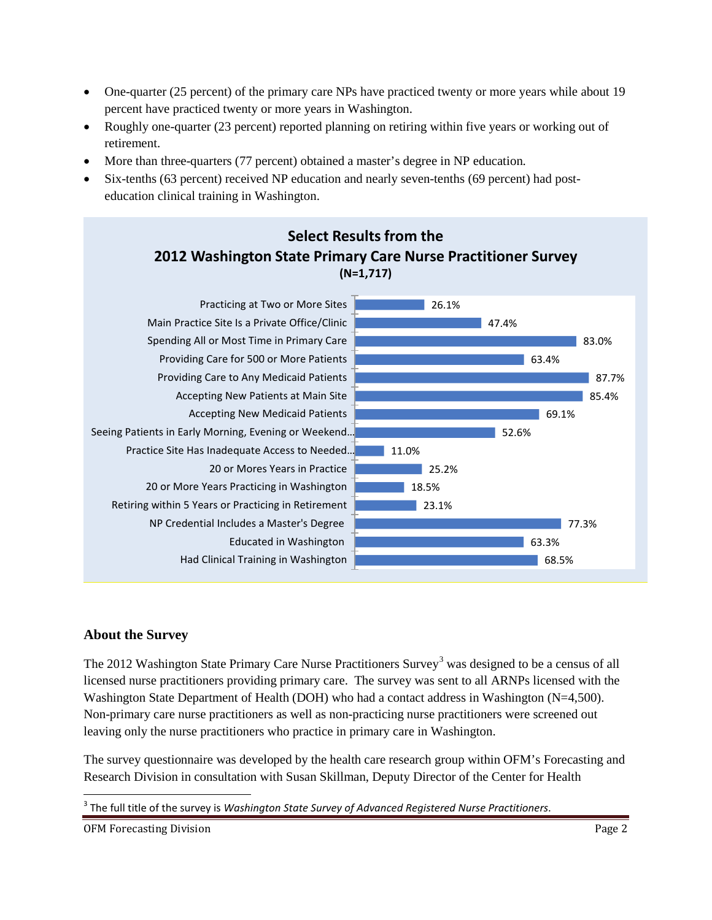- One-quarter (25 percent) of the primary care NPs have practiced twenty or more years while about 19 percent have practiced twenty or more years in Washington.
- Roughly one-quarter (23 percent) reported planning on retiring within five years or working out of retirement.
- More than three-quarters (77 percent) obtained a master's degree in NP education.
- Six-tenths (63 percent) received NP education and nearly seven-tenths (69 percent) had post-education clinical training in Washington.

**Select Results from the 2012 Washington State Primary Care Nurse Practitioner Survey (N=1,717)**

| Item | Percent |
|---|---|
| Practicing at Two or More Sites | 26.1% |
| Main Practice Site Is a Private Office/Clinic | 47.4% |
| Spending All or Most Time in Primary Care | 83.0% |
| Providing Care for 500 or More Patients | 63.4% |
| Providing Care to Any Medicaid Patients | 87.7% |
| Accepting New Patients at Main Site | 85.4% |
| Accepting New Medicaid Patients | 69.1% |
| Seeing Patients in Early Morning, Evening or Weekend... | 52.6% |
| Practice Site Has Inadequate Access to Needed... | 11.0% |
| 20 or Mores Years in Practice | 25.2% |
| 20 or More Years Practicing in Washington | 18.5% |
| Retiring within 5 Years or Practicing in Retirement | 23.1% |
| NP Credential Includes a Master's Degree | 77.3% |
| Educated in Washington | 63.3% |
| Had Clinical Training in Washington | 68.5% |

## About the Survey

The 2012 Washington State Primary Care Nurse Practitioners Survey[3] was designed to be a census of all licensed nurse practitioners providing primary care. The survey was sent to all ARNPs licensed with the Washington State Department of Health (DOH) who had a contact address in Washington (N=4,500). Non-primary care nurse practitioners as well as non-practicing nurse practitioners were screened out leaving only the nurse practitioners who practice in primary care in Washington.

The survey questionnaire was developed by the health care research group within OFM's Forecasting and Research Division in consultation with Susan Skillman, Deputy Director of the Center for Health

[3] The full title of the survey is *Washington State Survey of Advanced Registered Nurse Practitioners*.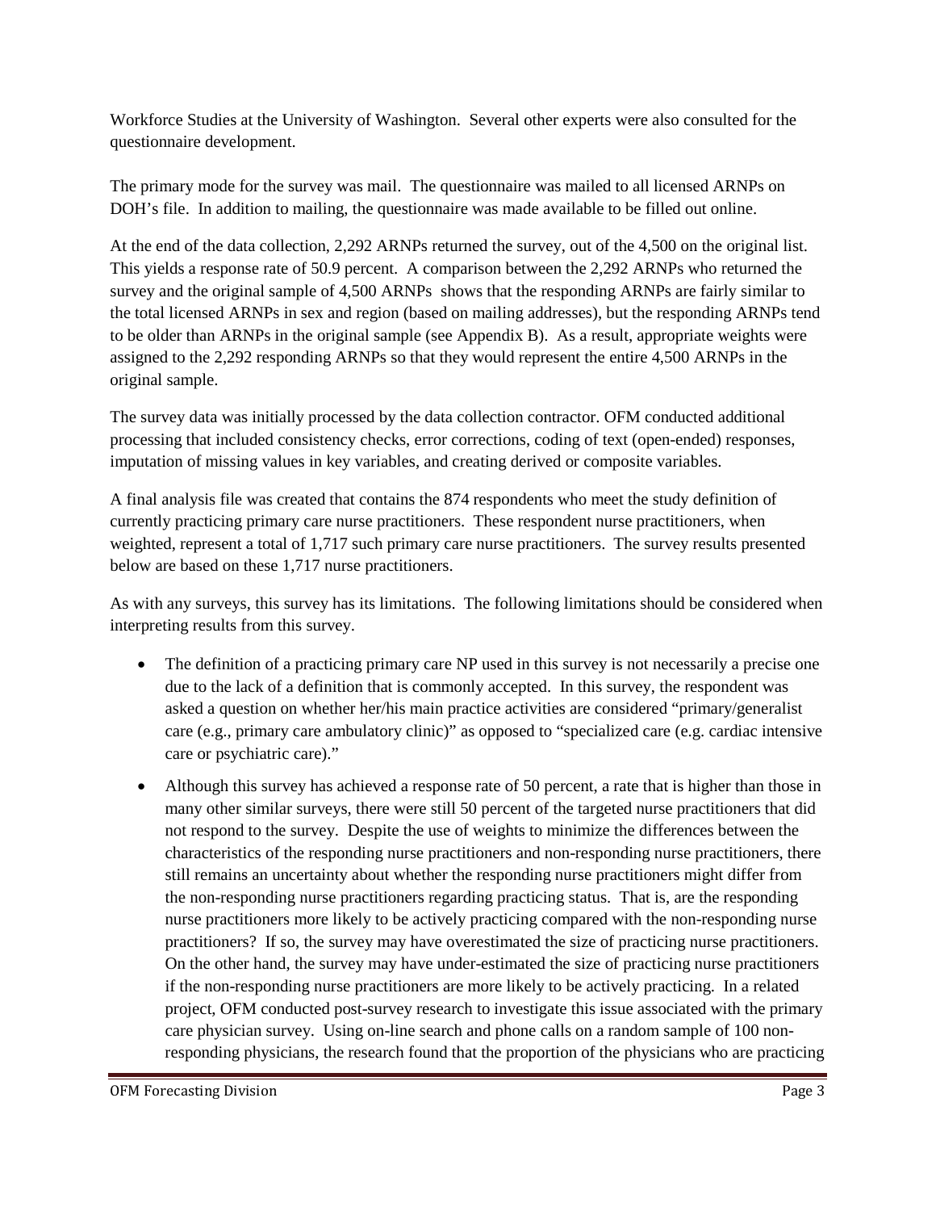Workforce Studies at the University of Washington. Several other experts were also consulted for the questionnaire development.

The primary mode for the survey was mail. The questionnaire was mailed to all licensed ARNPs on DOH's file. In addition to mailing, the questionnaire was made available to be filled out online.

At the end of the data collection, 2,292 ARNPs returned the survey, out of the 4,500 on the original list. This yields a response rate of 50.9 percent. A comparison between the 2,292 ARNPs who returned the survey and the original sample of 4,500 ARNPs shows that the responding ARNPs are fairly similar to the total licensed ARNPs in sex and region (based on mailing addresses), but the responding ARNPs tend to be older than ARNPs in the original sample (see Appendix B). As a result, appropriate weights were assigned to the 2,292 responding ARNPs so that they would represent the entire 4,500 ARNPs in the original sample.

The survey data was initially processed by the data collection contractor. OFM conducted additional processing that included consistency checks, error corrections, coding of text (open-ended) responses, imputation of missing values in key variables, and creating derived or composite variables.

A final analysis file was created that contains the 874 respondents who meet the study definition of currently practicing primary care nurse practitioners. These respondent nurse practitioners, when weighted, represent a total of 1,717 such primary care nurse practitioners. The survey results presented below are based on these 1,717 nurse practitioners.

As with any surveys, this survey has its limitations. The following limitations should be considered when interpreting results from this survey.

- The definition of a practicing primary care NP used in this survey is not necessarily a precise one due to the lack of a definition that is commonly accepted. In this survey, the respondent was asked a question on whether her/his main practice activities are considered "primary/generalist care (e.g., primary care ambulatory clinic)" as opposed to "specialized care (e.g. cardiac intensive care or psychiatric care)."
- Although this survey has achieved a response rate of 50 percent, a rate that is higher than those in many other similar surveys, there were still 50 percent of the targeted nurse practitioners that did not respond to the survey. Despite the use of weights to minimize the differences between the characteristics of the responding nurse practitioners and non-responding nurse practitioners, there still remains an uncertainty about whether the responding nurse practitioners might differ from the non-responding nurse practitioners regarding practicing status. That is, are the responding nurse practitioners more likely to be actively practicing compared with the non-responding nurse practitioners? If so, the survey may have overestimated the size of practicing nurse practitioners. On the other hand, the survey may have under-estimated the size of practicing nurse practitioners if the non-responding nurse practitioners are more likely to be actively practicing. In a related project, OFM conducted post-survey research to investigate this issue associated with the primary care physician survey. Using on-line search and phone calls on a random sample of 100 non-responding physicians, the research found that the proportion of the physicians who are practicing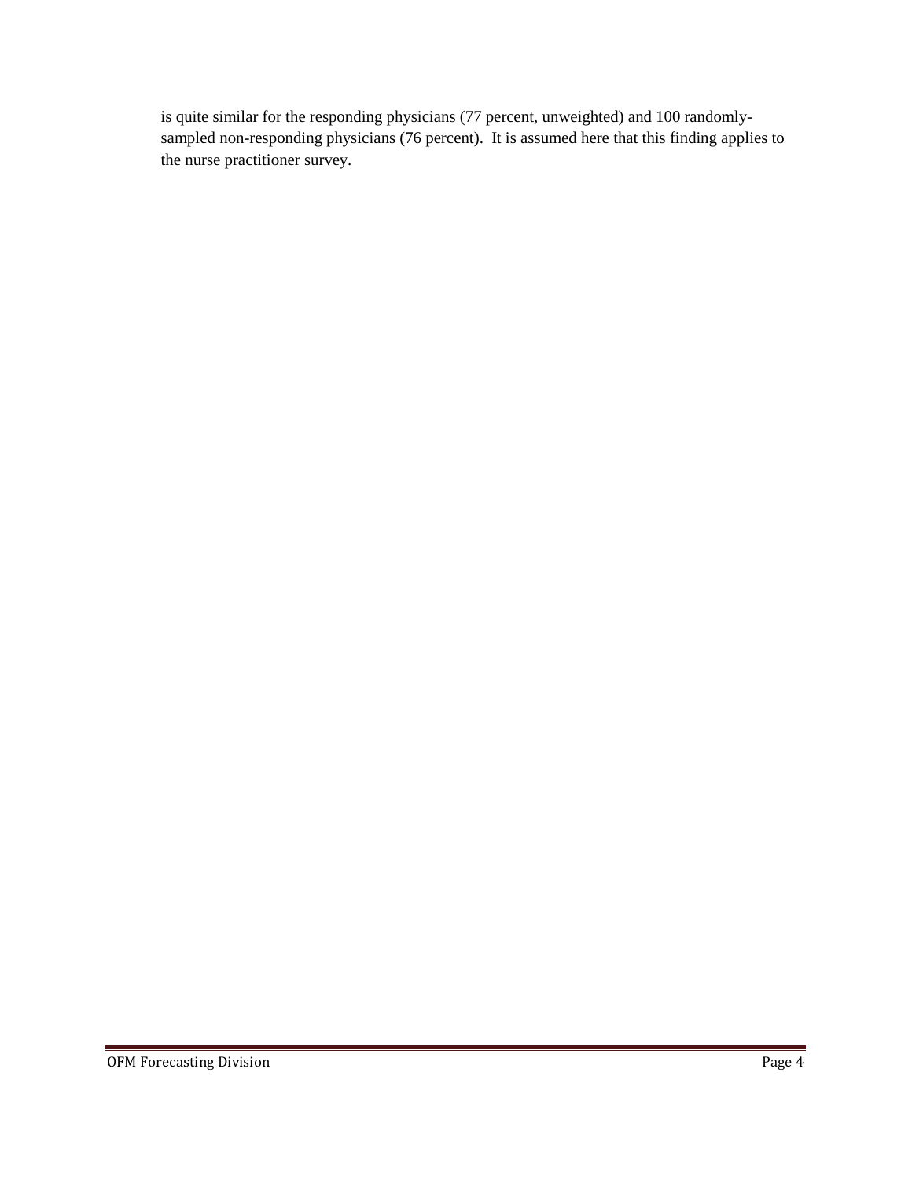is quite similar for the responding physicians (77 percent, unweighted) and 100 randomly-sampled non-responding physicians (76 percent). It is assumed here that this finding applies to the nurse practitioner survey.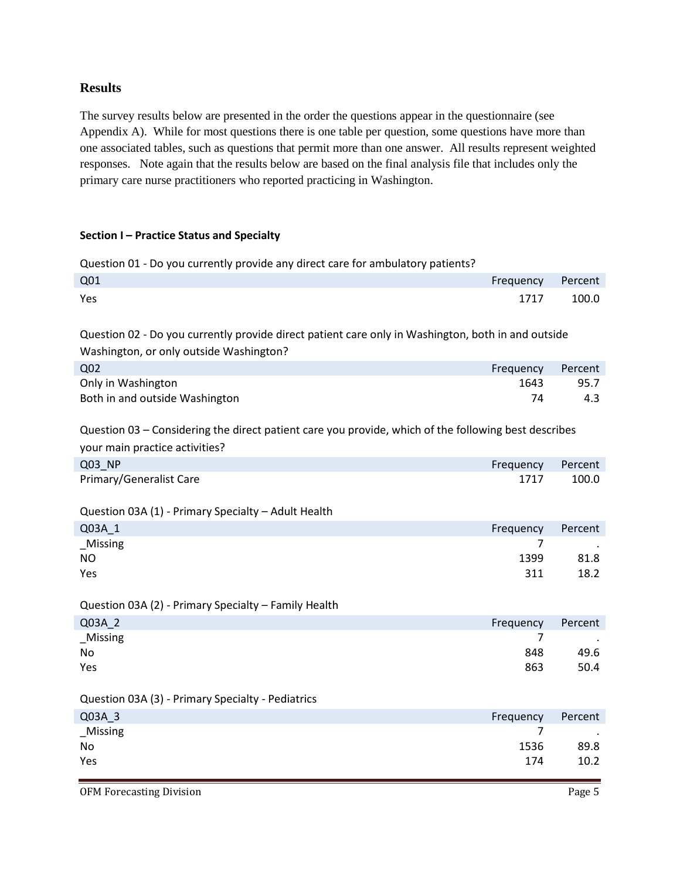## Results

The survey results below are presented in the order the questions appear in the questionnaire (see Appendix A). While for most questions there is one table per question, some questions have more than one associated tables, such as questions that permit more than one answer. All results represent weighted responses. Note again that the results below are based on the final analysis file that includes only the primary care nurse practitioners who reported practicing in Washington.

### Section I – Practice Status and Specialty

Question 01 - Do you currently provide any direct care for ambulatory patients?

| Q01 | Frequency | Percent |
|---|---|---|
| Yes | 1717 | 100.0 |

Question 02 - Do you currently provide direct patient care only in Washington, both in and outside Washington, or only outside Washington?

| Q02 | Frequency | Percent |
|---|---|---|
| Only in Washington | 1643 | 95.7 |
| Both in and outside Washington | 74 | 4.3 |

Question 03 – Considering the direct patient care you provide, which of the following best describes your main practice activities?

| Q03_NP | Frequency | Percent |
|---|---|---|
| Primary/Generalist Care | 1717 | 100.0 |

Question 03A (1) - Primary Specialty – Adult Health

| Q03A_1 | Frequency | Percent |
|---|---|---|
| _Missing | 7 | . |
| NO | 1399 | 81.8 |
| Yes | 311 | 18.2 |

Question 03A (2) - Primary Specialty – Family Health

| Q03A_2 | Frequency | Percent |
|---|---|---|
| _Missing | 7 | . |
| No | 848 | 49.6 |
| Yes | 863 | 50.4 |

Question 03A (3) - Primary Specialty - Pediatrics

| Q03A_3 | Frequency | Percent |
|---|---|---|
| _Missing | 7 | . |
| No | 1536 | 89.8 |
| Yes | 174 | 10.2 |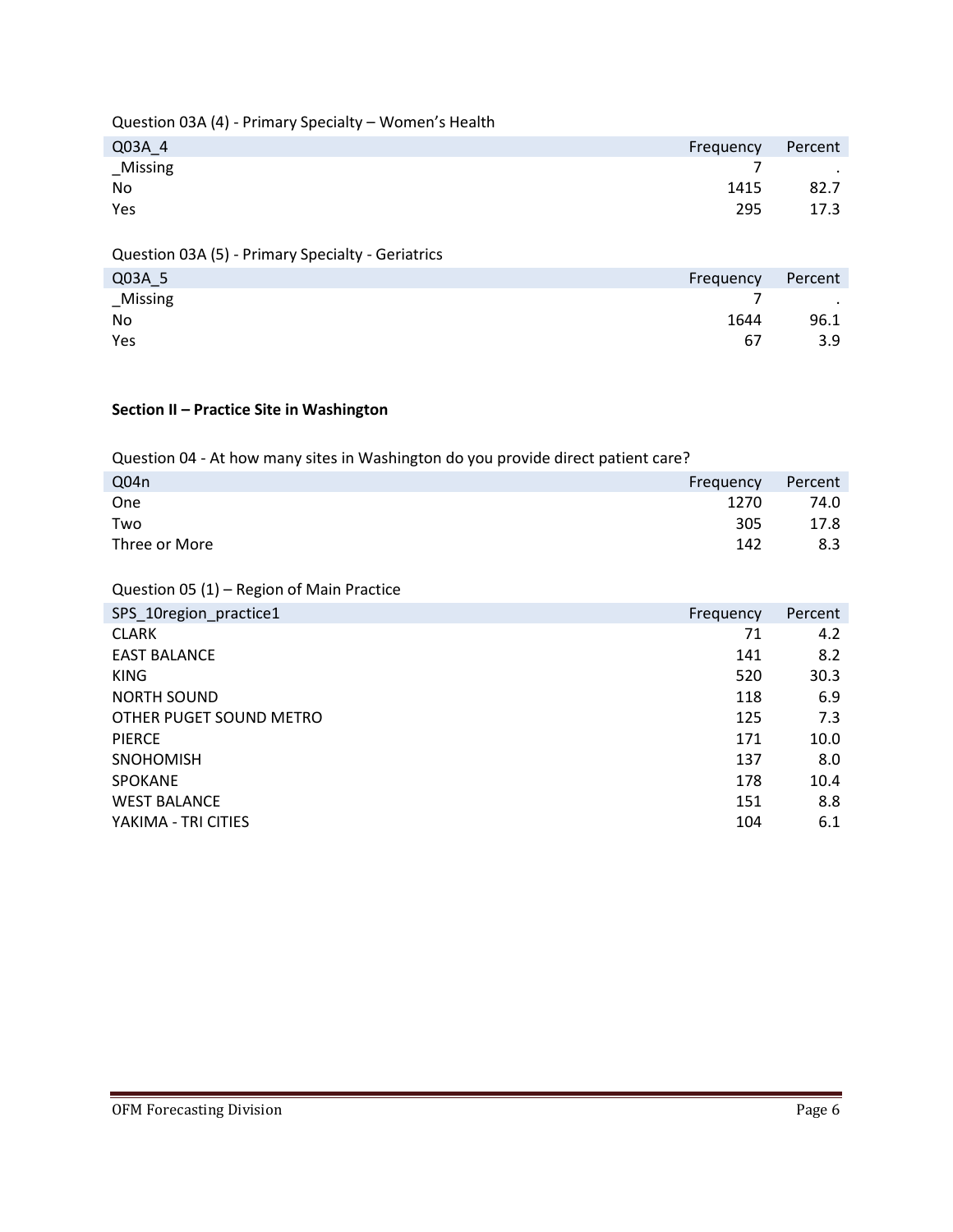Question 03A (4) - Primary Specialty – Women's Health

| Q03A_4 | Frequency | Percent |
|---|---|---|
| _Missing | 7 | . |
| No | 1415 | 82.7 |
| Yes | 295 | 17.3 |

Question 03A (5) - Primary Specialty - Geriatrics

| Q03A_5 | Frequency | Percent |
|---|---|---|
| _Missing | 7 | . |
| No | 1644 | 96.1 |
| Yes | 67 | 3.9 |

**Section II – Practice Site in Washington**

Question 04 - At how many sites in Washington do you provide direct patient care?

| Q04n | Frequency | Percent |
|---|---|---|
| One | 1270 | 74.0 |
| Two | 305 | 17.8 |
| Three or More | 142 | 8.3 |

Question 05 (1) – Region of Main Practice

| SPS_10region_practice1 | Frequency | Percent |
|---|---|---|
| CLARK | 71 | 4.2 |
| EAST BALANCE | 141 | 8.2 |
| KING | 520 | 30.3 |
| NORTH SOUND | 118 | 6.9 |
| OTHER PUGET SOUND METRO | 125 | 7.3 |
| PIERCE | 171 | 10.0 |
| SNOHOMISH | 137 | 8.0 |
| SPOKANE | 178 | 10.4 |
| WEST BALANCE | 151 | 8.8 |
| YAKIMA - TRI CITIES | 104 | 6.1 |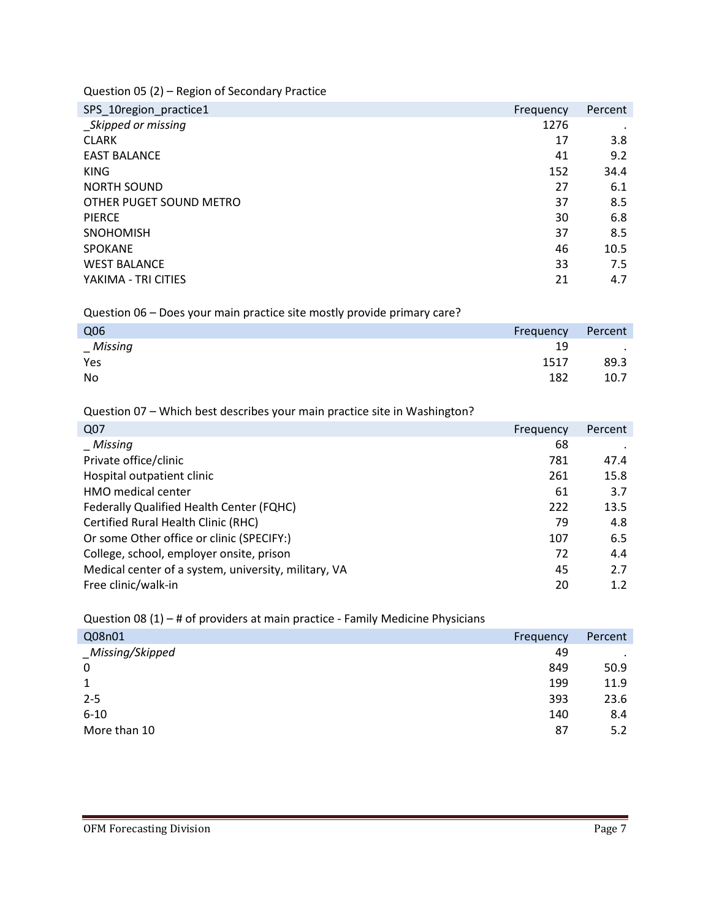Question 05 (2) – Region of Secondary Practice

| SPS_10region_practice1 | Frequency | Percent |
|---|---|---|
| *_Skipped or missing* | 1276 | . |
| CLARK | 17 | 3.8 |
| EAST BALANCE | 41 | 9.2 |
| KING | 152 | 34.4 |
| NORTH SOUND | 27 | 6.1 |
| OTHER PUGET SOUND METRO | 37 | 8.5 |
| PIERCE | 30 | 6.8 |
| SNOHOMISH | 37 | 8.5 |
| SPOKANE | 46 | 10.5 |
| WEST BALANCE | 33 | 7.5 |
| YAKIMA - TRI CITIES | 21 | 4.7 |

Question 06 – Does your main practice site mostly provide primary care?

| Q06 | Frequency | Percent |
|---|---|---|
| *_ Missing* | 19 | . |
| Yes | 1517 | 89.3 |
| No | 182 | 10.7 |

Question 07 – Which best describes your main practice site in Washington?

| Q07 | Frequency | Percent |
|---|---|---|
| *_ Missing* | 68 | . |
| Private office/clinic | 781 | 47.4 |
| Hospital outpatient clinic | 261 | 15.8 |
| HMO medical center | 61 | 3.7 |
| Federally Qualified Health Center (FQHC) | 222 | 13.5 |
| Certified Rural Health Clinic (RHC) | 79 | 4.8 |
| Or some Other office or clinic (SPECIFY:) | 107 | 6.5 |
| College, school, employer onsite, prison | 72 | 4.4 |
| Medical center of a system, university, military, VA | 45 | 2.7 |
| Free clinic/walk-in | 20 | 1.2 |

Question 08 (1) – # of providers at main practice - Family Medicine Physicians

| Q08n01 | Frequency | Percent |
|---|---|---|
| *_Missing/Skipped* | 49 | . |
| 0 | 849 | 50.9 |
| 1 | 199 | 11.9 |
| 2-5 | 393 | 23.6 |
| 6-10 | 140 | 8.4 |
| More than 10 | 87 | 5.2 |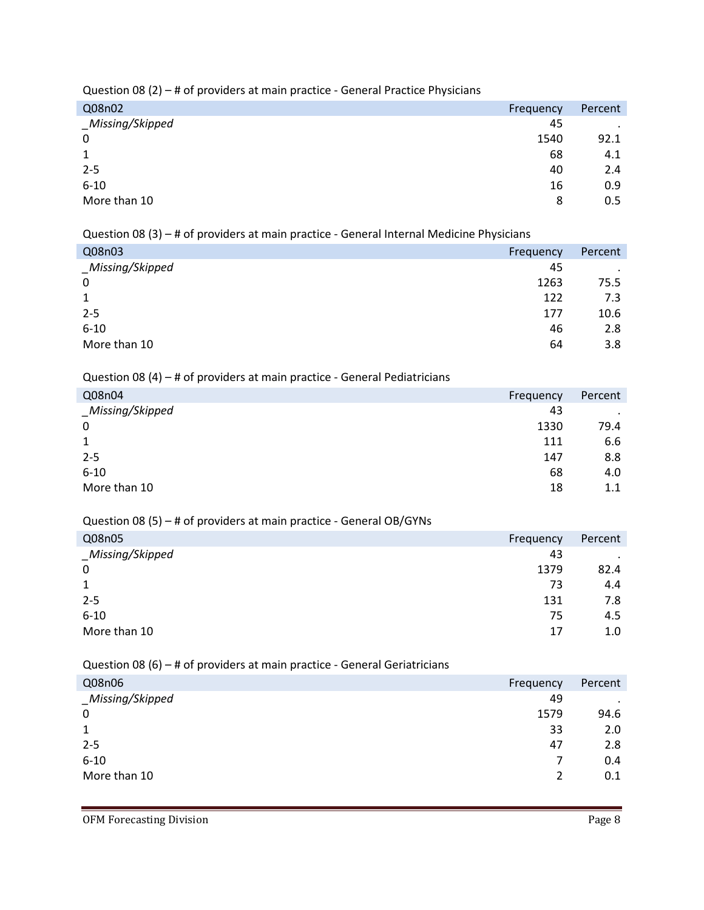Question 08 (2) – # of providers at main practice - General Practice Physicians

| Q08n02 | Frequency | Percent |
|---|---|---|
| _Missing/Skipped | 45 | . |
| 0 | 1540 | 92.1 |
| 1 | 68 | 4.1 |
| 2-5 | 40 | 2.4 |
| 6-10 | 16 | 0.9 |
| More than 10 | 8 | 0.5 |

Question 08 (3) – # of providers at main practice - General Internal Medicine Physicians

| Q08n03 | Frequency | Percent |
|---|---|---|
| _Missing/Skipped | 45 | . |
| 0 | 1263 | 75.5 |
| 1 | 122 | 7.3 |
| 2-5 | 177 | 10.6 |
| 6-10 | 46 | 2.8 |
| More than 10 | 64 | 3.8 |

Question 08 (4) – # of providers at main practice - General Pediatricians

| Q08n04 | Frequency | Percent |
|---|---|---|
| _Missing/Skipped | 43 | . |
| 0 | 1330 | 79.4 |
| 1 | 111 | 6.6 |
| 2-5 | 147 | 8.8 |
| 6-10 | 68 | 4.0 |
| More than 10 | 18 | 1.1 |

Question 08 (5) – # of providers at main practice - General OB/GYNs

| Q08n05 | Frequency | Percent |
|---|---|---|
| _Missing/Skipped | 43 | . |
| 0 | 1379 | 82.4 |
| 1 | 73 | 4.4 |
| 2-5 | 131 | 7.8 |
| 6-10 | 75 | 4.5 |
| More than 10 | 17 | 1.0 |

Question 08 (6) – # of providers at main practice - General Geriatricians

| Q08n06 | Frequency | Percent |
|---|---|---|
| _Missing/Skipped | 49 | . |
| 0 | 1579 | 94.6 |
| 1 | 33 | 2.0 |
| 2-5 | 47 | 2.8 |
| 6-10 | 7 | 0.4 |
| More than 10 | 2 | 0.1 |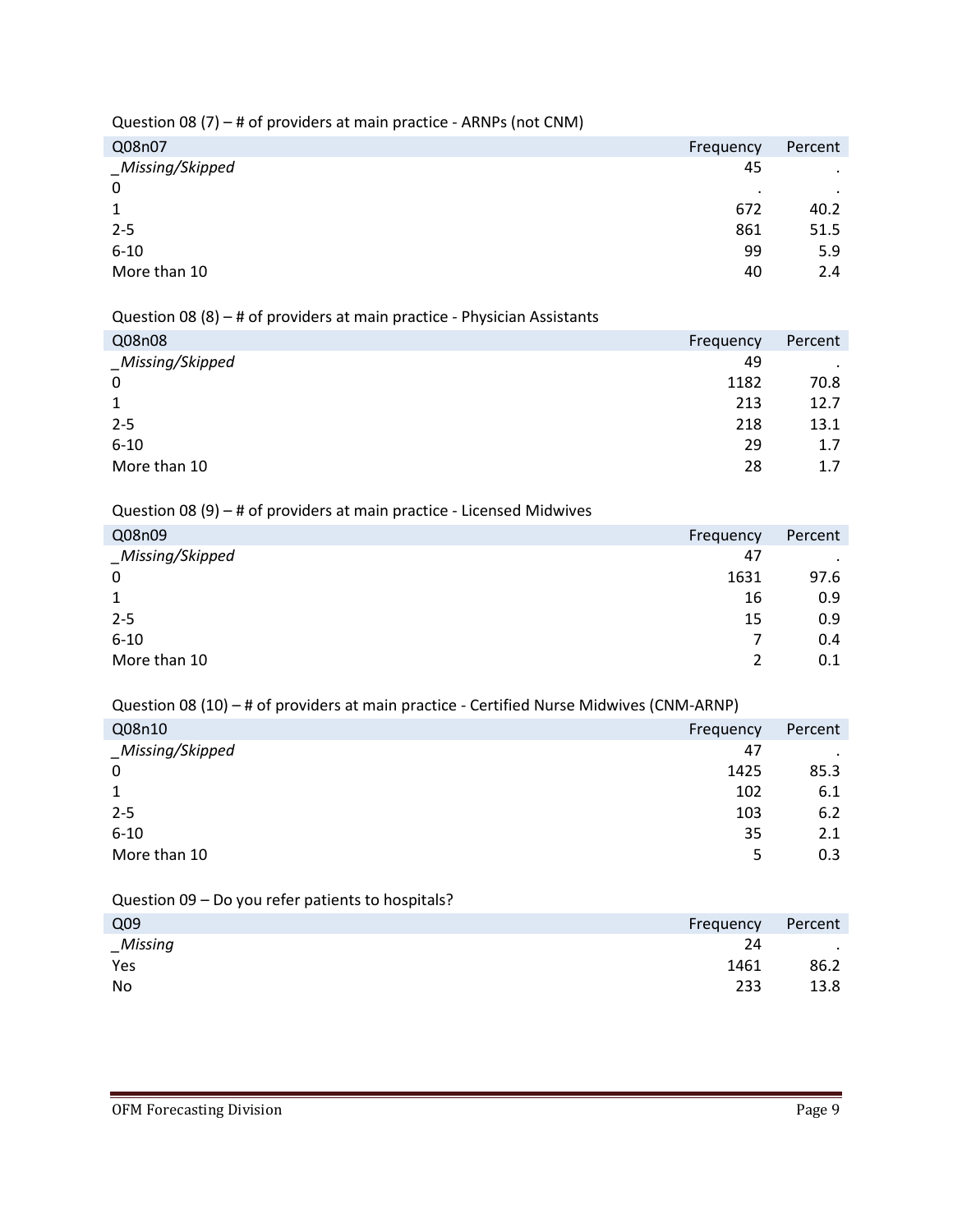Question 08 (7) – # of providers at main practice - ARNPs (not CNM)

| Q08n07 | Frequency | Percent |
|---|---|---|
| _Missing/Skipped | 45 | . |
| 0 | . | . |
| 1 | 672 | 40.2 |
| 2-5 | 861 | 51.5 |
| 6-10 | 99 | 5.9 |
| More than 10 | 40 | 2.4 |

Question 08 (8) – # of providers at main practice - Physician Assistants

| Q08n08 | Frequency | Percent |
|---|---|---|
| _Missing/Skipped | 49 | . |
| 0 | 1182 | 70.8 |
| 1 | 213 | 12.7 |
| 2-5 | 218 | 13.1 |
| 6-10 | 29 | 1.7 |
| More than 10 | 28 | 1.7 |

Question 08 (9) – # of providers at main practice - Licensed Midwives

| Q08n09 | Frequency | Percent |
|---|---|---|
| _Missing/Skipped | 47 | . |
| 0 | 1631 | 97.6 |
| 1 | 16 | 0.9 |
| 2-5 | 15 | 0.9 |
| 6-10 | 7 | 0.4 |
| More than 10 | 2 | 0.1 |

Question 08 (10) – # of providers at main practice - Certified Nurse Midwives (CNM-ARNP)

| Q08n10 | Frequency | Percent |
|---|---|---|
| _Missing/Skipped | 47 | . |
| 0 | 1425 | 85.3 |
| 1 | 102 | 6.1 |
| 2-5 | 103 | 6.2 |
| 6-10 | 35 | 2.1 |
| More than 10 | 5 | 0.3 |

Question 09 – Do you refer patients to hospitals?

| Q09 | Frequency | Percent |
|---|---|---|
| _Missing | 24 | . |
| Yes | 1461 | 86.2 |
| No | 233 | 13.8 |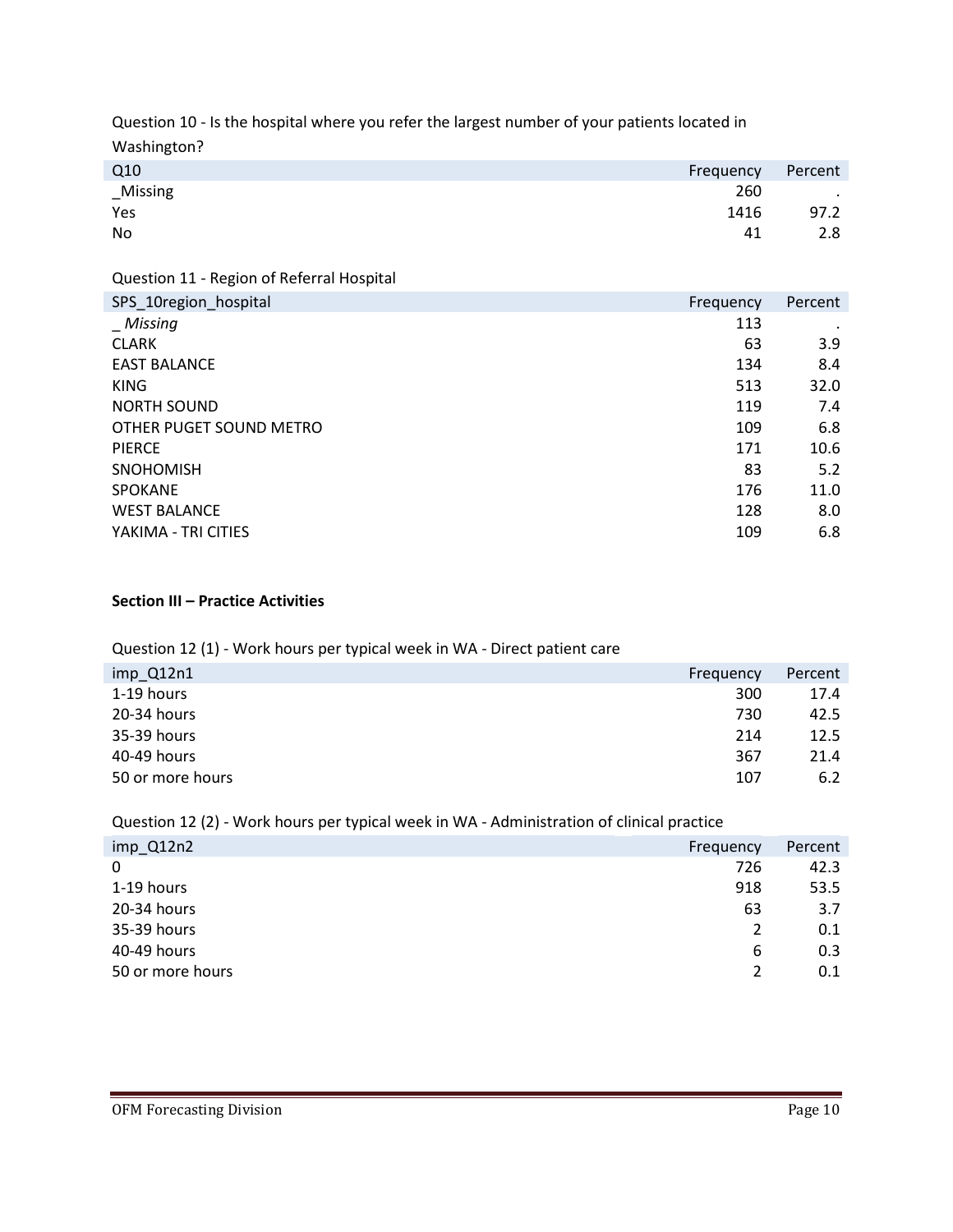Question 10 - Is the hospital where you refer the largest number of your patients located in Washington?

| Q10 | Frequency | Percent |
|---|---|---|
| _Missing | 260 | . |
| Yes | 1416 | 97.2 |
| No | 41 | 2.8 |

Question 11 - Region of Referral Hospital

| SPS_10region_hospital | Frequency | Percent |
|---|---|---|
| *_ Missing* | 113 | . |
| CLARK | 63 | 3.9 |
| EAST BALANCE | 134 | 8.4 |
| KING | 513 | 32.0 |
| NORTH SOUND | 119 | 7.4 |
| OTHER PUGET SOUND METRO | 109 | 6.8 |
| PIERCE | 171 | 10.6 |
| SNOHOMISH | 83 | 5.2 |
| SPOKANE | 176 | 11.0 |
| WEST BALANCE | 128 | 8.0 |
| YAKIMA - TRI CITIES | 109 | 6.8 |

**Section III – Practice Activities**

Question 12 (1) - Work hours per typical week in WA - Direct patient care

| imp_Q12n1 | Frequency | Percent |
|---|---|---|
| 1-19 hours | 300 | 17.4 |
| 20-34 hours | 730 | 42.5 |
| 35-39 hours | 214 | 12.5 |
| 40-49 hours | 367 | 21.4 |
| 50 or more hours | 107 | 6.2 |

Question 12 (2) - Work hours per typical week in WA - Administration of clinical practice

| imp_Q12n2 | Frequency | Percent |
|---|---|---|
| 0 | 726 | 42.3 |
| 1-19 hours | 918 | 53.5 |
| 20-34 hours | 63 | 3.7 |
| 35-39 hours | 2 | 0.1 |
| 40-49 hours | 6 | 0.3 |
| 50 or more hours | 2 | 0.1 |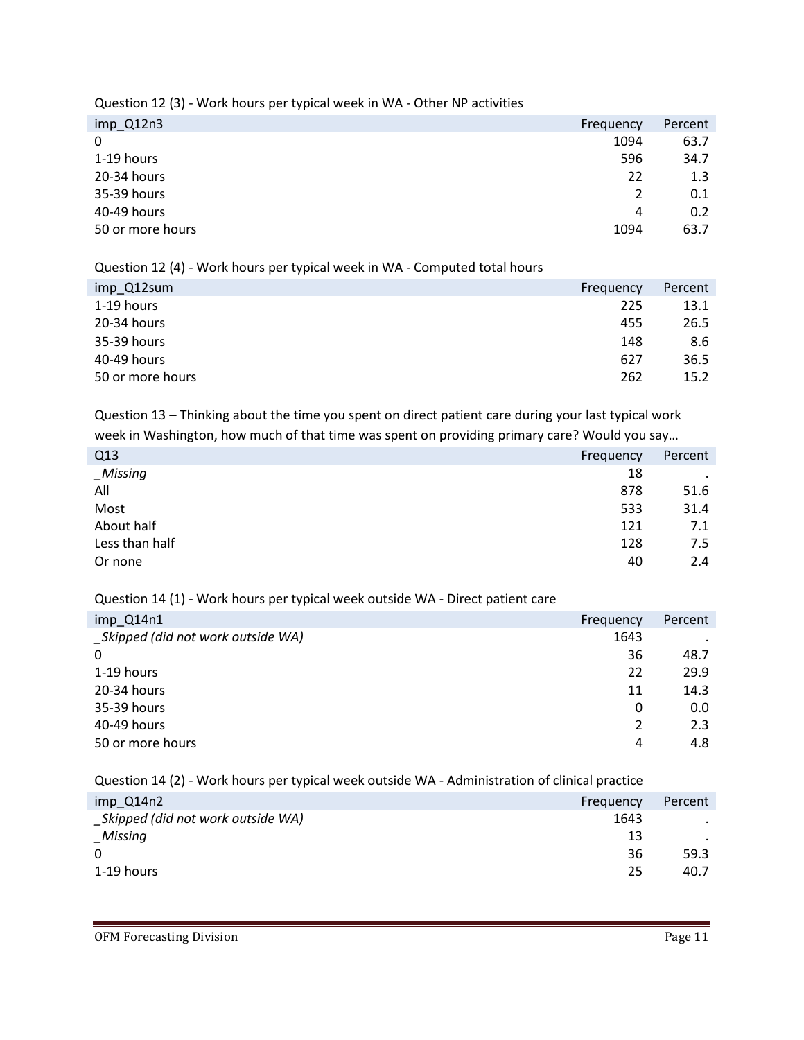Question 12 (3) - Work hours per typical week in WA - Other NP activities

| imp_Q12n3 | Frequency | Percent |
|---|---|---|
| 0 | 1094 | 63.7 |
| 1-19 hours | 596 | 34.7 |
| 20-34 hours | 22 | 1.3 |
| 35-39 hours | 2 | 0.1 |
| 40-49 hours | 4 | 0.2 |
| 50 or more hours | 1094 | 63.7 |

Question 12 (4) - Work hours per typical week in WA - Computed total hours

| imp_Q12sum | Frequency | Percent |
|---|---|---|
| 1-19 hours | 225 | 13.1 |
| 20-34 hours | 455 | 26.5 |
| 35-39 hours | 148 | 8.6 |
| 40-49 hours | 627 | 36.5 |
| 50 or more hours | 262 | 15.2 |

Question 13 – Thinking about the time you spent on direct patient care during your last typical work week in Washington, how much of that time was spent on providing primary care? Would you say…

| Q13 | Frequency | Percent |
|---|---|---|
| *_Missing* | 18 | . |
| All | 878 | 51.6 |
| Most | 533 | 31.4 |
| About half | 121 | 7.1 |
| Less than half | 128 | 7.5 |
| Or none | 40 | 2.4 |

Question 14 (1) - Work hours per typical week outside WA - Direct patient care

| imp_Q14n1 | Frequency | Percent |
|---|---|---|
| *_Skipped (did not work outside WA)* | 1643 | . |
| 0 | 36 | 48.7 |
| 1-19 hours | 22 | 29.9 |
| 20-34 hours | 11 | 14.3 |
| 35-39 hours | 0 | 0.0 |
| 40-49 hours | 2 | 2.3 |
| 50 or more hours | 4 | 4.8 |

Question 14 (2) - Work hours per typical week outside WA - Administration of clinical practice

| imp_Q14n2 | Frequency | Percent |
|---|---|---|
| *_Skipped (did not work outside WA)* | 1643 | . |
| *_Missing* | 13 | . |
| 0 | 36 | 59.3 |
| 1-19 hours | 25 | 40.7 |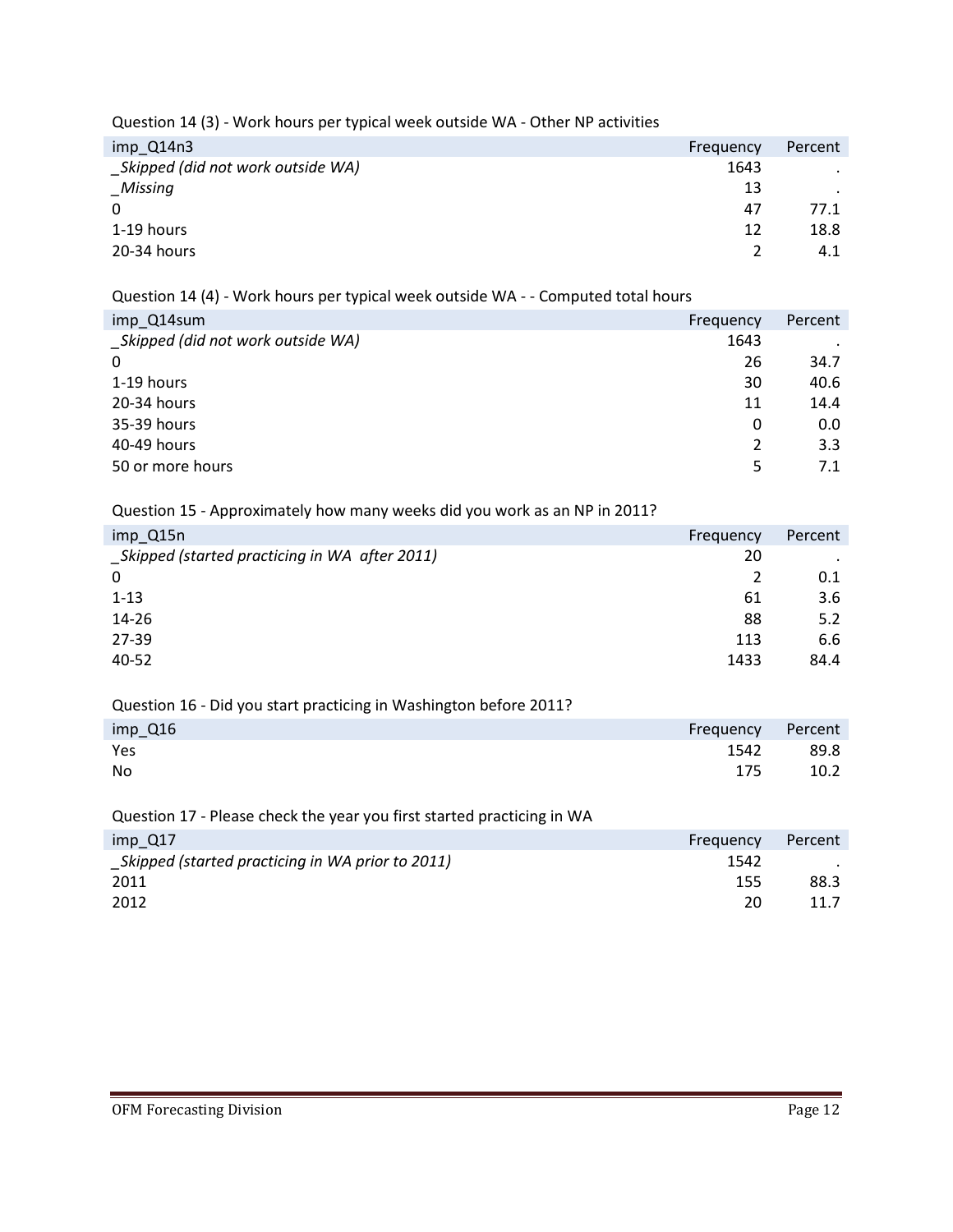Question 14 (3) - Work hours per typical week outside WA - Other NP activities

| imp_Q14n3 | Frequency | Percent |
|---|---|---|
| *_Skipped (did not work outside WA)* | 1643 | . |
| *_Missing* | 13 | . |
| 0 | 47 | 77.1 |
| 1-19 hours | 12 | 18.8 |
| 20-34 hours | 2 | 4.1 |

Question 14 (4) - Work hours per typical week outside WA - - Computed total hours

| imp_Q14sum | Frequency | Percent |
|---|---|---|
| *_Skipped (did not work outside WA)* | 1643 | . |
| 0 | 26 | 34.7 |
| 1-19 hours | 30 | 40.6 |
| 20-34 hours | 11 | 14.4 |
| 35-39 hours | 0 | 0.0 |
| 40-49 hours | 2 | 3.3 |
| 50 or more hours | 5 | 7.1 |

Question 15 - Approximately how many weeks did you work as an NP in 2011?

| imp_Q15n | Frequency | Percent |
|---|---|---|
| *_Skipped (started practicing in WA after 2011)* | 20 | . |
| 0 | 2 | 0.1 |
| 1-13 | 61 | 3.6 |
| 14-26 | 88 | 5.2 |
| 27-39 | 113 | 6.6 |
| 40-52 | 1433 | 84.4 |

Question 16 - Did you start practicing in Washington before 2011?

| imp_Q16 | Frequency | Percent |
|---|---|---|
| Yes | 1542 | 89.8 |
| No | 175 | 10.2 |

Question 17 - Please check the year you first started practicing in WA

| imp_Q17 | Frequency | Percent |
|---|---|---|
| *_Skipped (started practicing in WA prior to 2011)* | 1542 | . |
| 2011 | 155 | 88.3 |
| 2012 | 20 | 11.7 |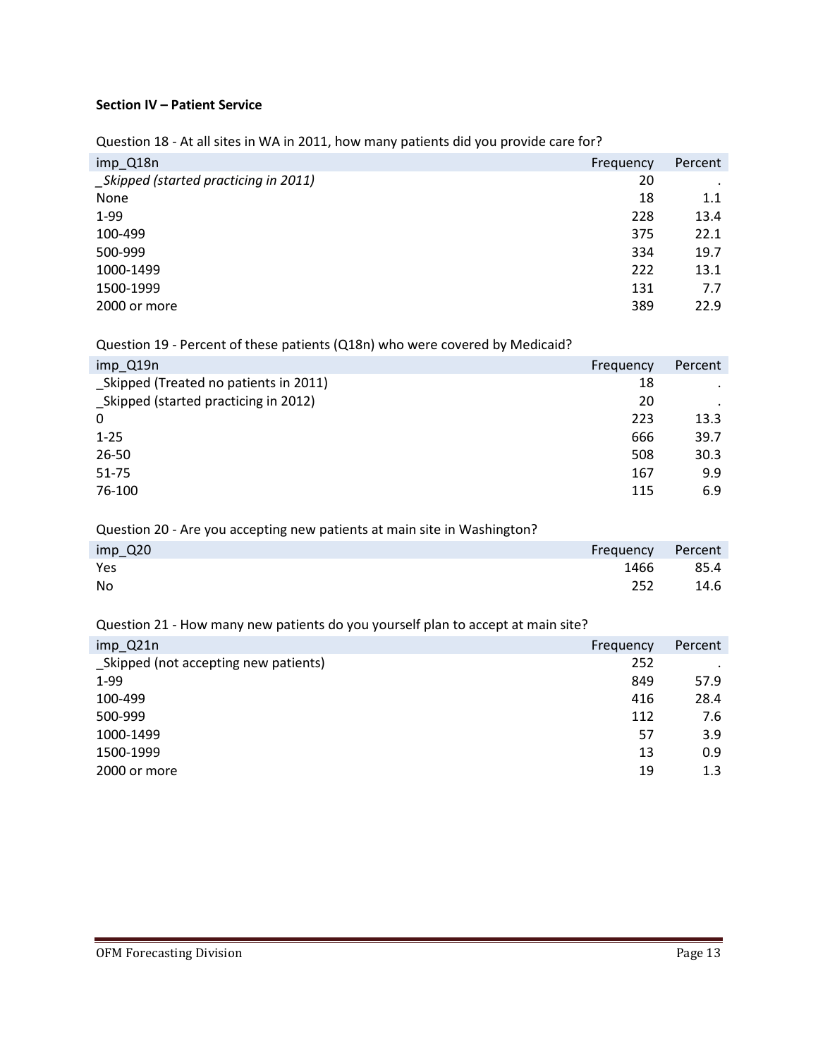**Section IV – Patient Service**

Question 18 - At all sites in WA in 2011, how many patients did you provide care for?

| imp_Q18n | Frequency | Percent |
|---|---|---|
| _*Skipped (started practicing in 2011)* | 20 | . |
| None | 18 | 1.1 |
| 1-99 | 228 | 13.4 |
| 100-499 | 375 | 22.1 |
| 500-999 | 334 | 19.7 |
| 1000-1499 | 222 | 13.1 |
| 1500-1999 | 131 | 7.7 |
| 2000 or more | 389 | 22.9 |

Question 19 - Percent of these patients (Q18n) who were covered by Medicaid?

| imp_Q19n | Frequency | Percent |
|---|---|---|
| _Skipped (Treated no patients in 2011) | 18 | . |
| _Skipped (started practicing in 2012) | 20 | . |
| 0 | 223 | 13.3 |
| 1-25 | 666 | 39.7 |
| 26-50 | 508 | 30.3 |
| 51-75 | 167 | 9.9 |
| 76-100 | 115 | 6.9 |

Question 20 - Are you accepting new patients at main site in Washington?

| imp_Q20 | Frequency | Percent |
|---|---|---|
| Yes | 1466 | 85.4 |
| No | 252 | 14.6 |

Question 21 - How many new patients do you yourself plan to accept at main site?

| imp_Q21n | Frequency | Percent |
|---|---|---|
| _Skipped (not accepting new patients) | 252 | . |
| 1-99 | 849 | 57.9 |
| 100-499 | 416 | 28.4 |
| 500-999 | 112 | 7.6 |
| 1000-1499 | 57 | 3.9 |
| 1500-1999 | 13 | 0.9 |
| 2000 or more | 19 | 1.3 |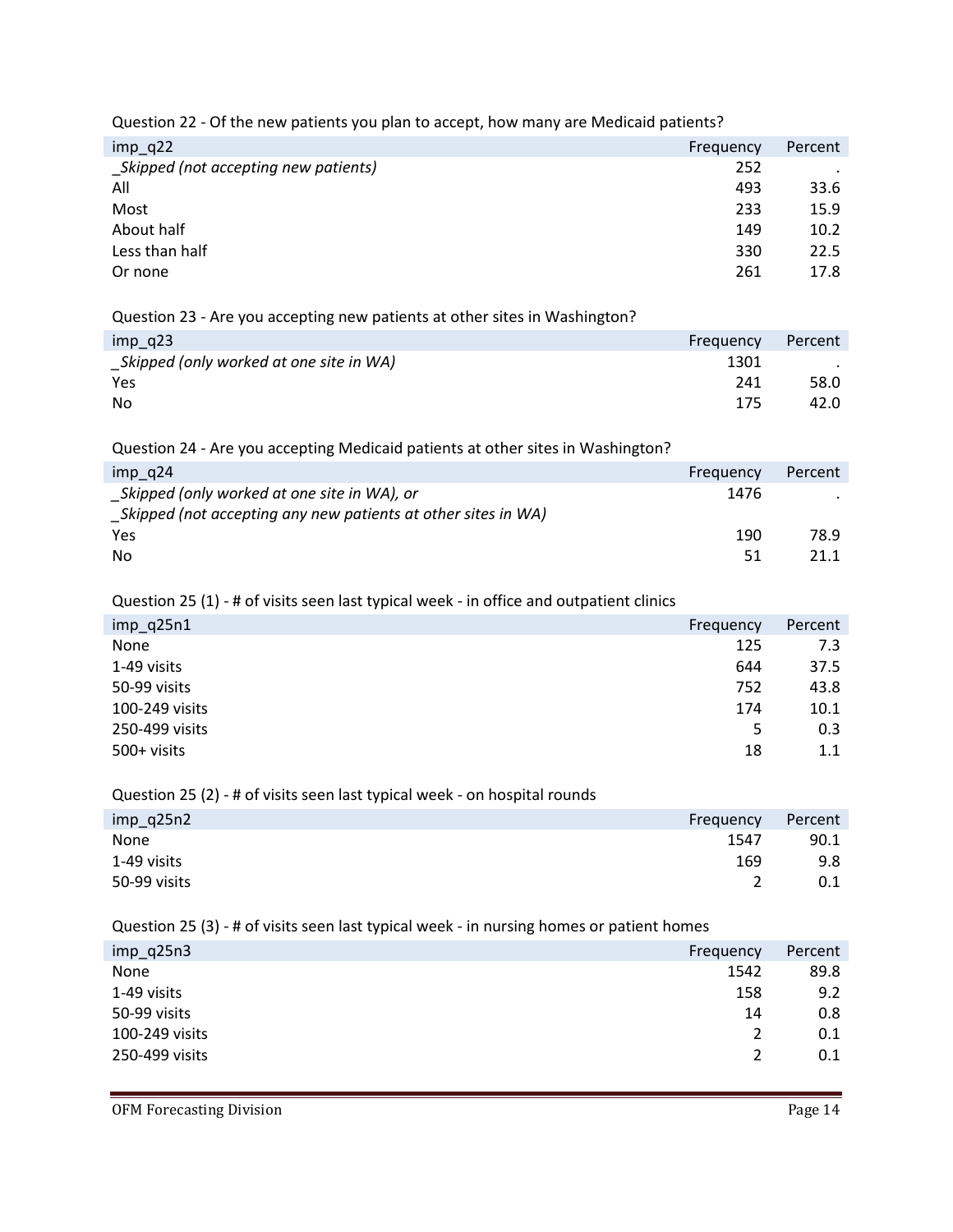Question 22 - Of the new patients you plan to accept, how many are Medicaid patients?

| imp_q22 | Frequency | Percent |
|---|---|---|
| *_Skipped (not accepting new patients)* | 252 | . |
| All | 493 | 33.6 |
| Most | 233 | 15.9 |
| About half | 149 | 10.2 |
| Less than half | 330 | 22.5 |
| Or none | 261 | 17.8 |

Question 23 - Are you accepting new patients at other sites in Washington?

| imp_q23 | Frequency | Percent |
|---|---|---|
| *_Skipped (only worked at one site in WA)* | 1301 | . |
| Yes | 241 | 58.0 |
| No | 175 | 42.0 |

Question 24 - Are you accepting Medicaid patients at other sites in Washington?

| imp_q24 | Frequency | Percent |
|---|---|---|
| *_Skipped (only worked at one site in WA), or* *_Skipped (not accepting any new patients at other sites in WA)* | 1476 | . |
| Yes | 190 | 78.9 |
| No | 51 | 21.1 |

Question 25 (1) - # of visits seen last typical week - in office and outpatient clinics

| imp_q25n1 | Frequency | Percent |
|---|---|---|
| None | 125 | 7.3 |
| 1-49 visits | 644 | 37.5 |
| 50-99 visits | 752 | 43.8 |
| 100-249 visits | 174 | 10.1 |
| 250-499 visits | 5 | 0.3 |
| 500+ visits | 18 | 1.1 |

Question 25 (2) - # of visits seen last typical week - on hospital rounds

| imp_q25n2 | Frequency | Percent |
|---|---|---|
| None | 1547 | 90.1 |
| 1-49 visits | 169 | 9.8 |
| 50-99 visits | 2 | 0.1 |

Question 25 (3) - # of visits seen last typical week - in nursing homes or patient homes

| imp_q25n3 | Frequency | Percent |
|---|---|---|
| None | 1542 | 89.8 |
| 1-49 visits | 158 | 9.2 |
| 50-99 visits | 14 | 0.8 |
| 100-249 visits | 2 | 0.1 |
| 250-499 visits | 2 | 0.1 |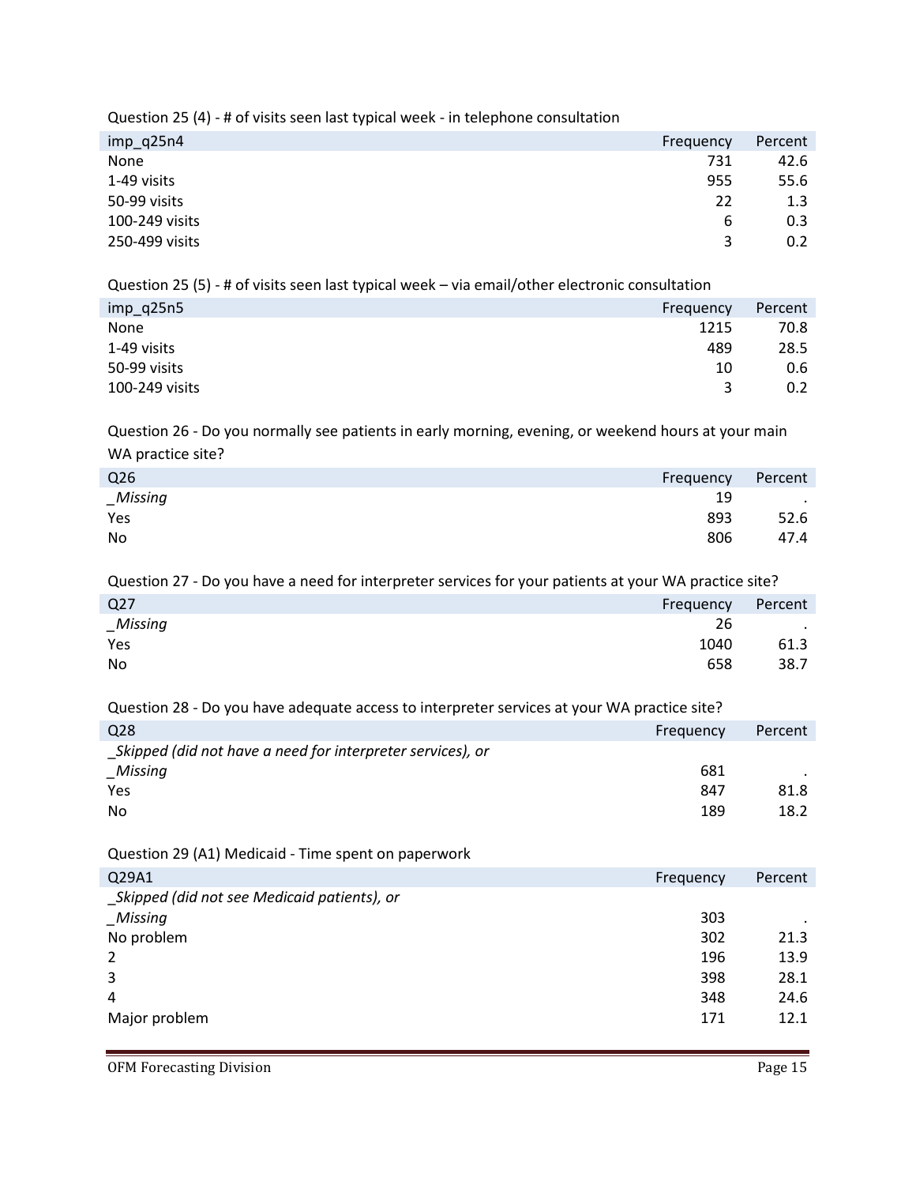Question 25 (4) - # of visits seen last typical week - in telephone consultation

| imp_q25n4 | Frequency | Percent |
|---|---|---|
| None | 731 | 42.6 |
| 1-49 visits | 955 | 55.6 |
| 50-99 visits | 22 | 1.3 |
| 100-249 visits | 6 | 0.3 |
| 250-499 visits | 3 | 0.2 |

Question 25 (5) - # of visits seen last typical week – via email/other electronic consultation

| imp_q25n5 | Frequency | Percent |
|---|---|---|
| None | 1215 | 70.8 |
| 1-49 visits | 489 | 28.5 |
| 50-99 visits | 10 | 0.6 |
| 100-249 visits | 3 | 0.2 |

Question 26 - Do you normally see patients in early morning, evening, or weekend hours at your main WA practice site?

| Q26 | Frequency | Percent |
|---|---|---|
| *_Missing* | 19 | . |
| Yes | 893 | 52.6 |
| No | 806 | 47.4 |

Question 27 - Do you have a need for interpreter services for your patients at your WA practice site?

| Q27 | Frequency | Percent |
|---|---|---|
| *_Missing* | 26 | . |
| Yes | 1040 | 61.3 |
| No | 658 | 38.7 |

Question 28 - Do you have adequate access to interpreter services at your WA practice site?

| Q28 | Frequency | Percent |
|---|---|---|
| *_Skipped (did not have a need for interpreter services), or _Missing* | 681 | . |
| Yes | 847 | 81.8 |
| No | 189 | 18.2 |

Question 29 (A1) Medicaid - Time spent on paperwork

| Q29A1 | Frequency | Percent |
|---|---|---|
| *_Skipped (did not see Medicaid patients), or _Missing* | 303 | . |
| No problem | 302 | 21.3 |
| 2 | 196 | 13.9 |
| 3 | 398 | 28.1 |
| 4 | 348 | 24.6 |
| Major problem | 171 | 12.1 |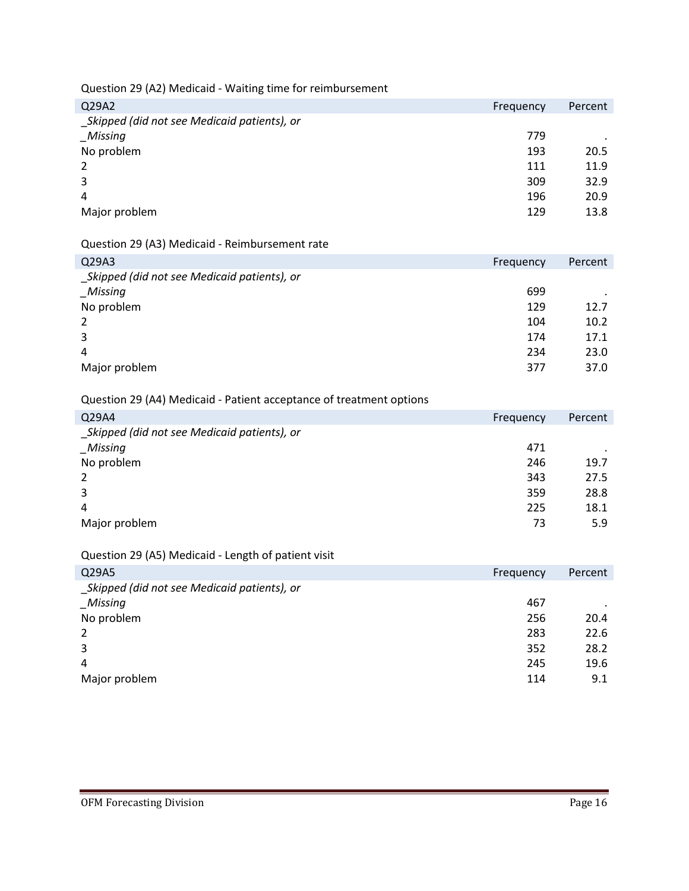Question 29 (A2) Medicaid - Waiting time for reimbursement

| Q29A2 | Frequency | Percent |
|---|---|---|
| *_Skipped (did not see Medicaid patients), or _Missing* | 779 | . |
| No problem | 193 | 20.5 |
| 2 | 111 | 11.9 |
| 3 | 309 | 32.9 |
| 4 | 196 | 20.9 |
| Major problem | 129 | 13.8 |

Question 29 (A3) Medicaid - Reimbursement rate

| Q29A3 | Frequency | Percent |
|---|---|---|
| *_Skipped (did not see Medicaid patients), or _Missing* | 699 | . |
| No problem | 129 | 12.7 |
| 2 | 104 | 10.2 |
| 3 | 174 | 17.1 |
| 4 | 234 | 23.0 |
| Major problem | 377 | 37.0 |

Question 29 (A4) Medicaid - Patient acceptance of treatment options

| Q29A4 | Frequency | Percent |
|---|---|---|
| *_Skipped (did not see Medicaid patients), or _Missing* | 471 | . |
| No problem | 246 | 19.7 |
| 2 | 343 | 27.5 |
| 3 | 359 | 28.8 |
| 4 | 225 | 18.1 |
| Major problem | 73 | 5.9 |

Question 29 (A5) Medicaid - Length of patient visit

| Q29A5 | Frequency | Percent |
|---|---|---|
| *_Skipped (did not see Medicaid patients), or _Missing* | 467 | . |
| No problem | 256 | 20.4 |
| 2 | 283 | 22.6 |
| 3 | 352 | 28.2 |
| 4 | 245 | 19.6 |
| Major problem | 114 | 9.1 |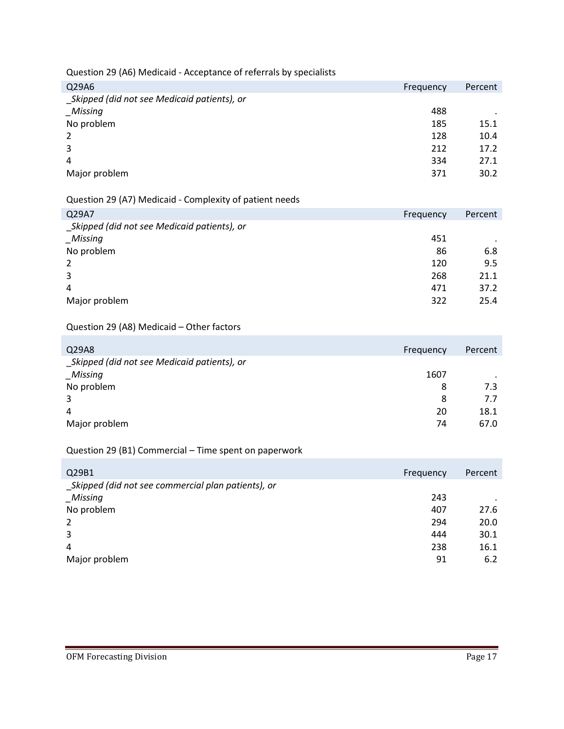Question 29 (A6) Medicaid - Acceptance of referrals by specialists

| Q29A6 | Frequency | Percent |
|---|---|---|
| _Skipped (did not see Medicaid patients), or _Missing | 488 | . |
| No problem | 185 | 15.1 |
| 2 | 128 | 10.4 |
| 3 | 212 | 17.2 |
| 4 | 334 | 27.1 |
| Major problem | 371 | 30.2 |

Question 29 (A7) Medicaid - Complexity of patient needs

| Q29A7 | Frequency | Percent |
|---|---|---|
| _Skipped (did not see Medicaid patients), or _Missing | 451 | . |
| No problem | 86 | 6.8 |
| 2 | 120 | 9.5 |
| 3 | 268 | 21.1 |
| 4 | 471 | 37.2 |
| Major problem | 322 | 25.4 |

Question 29 (A8) Medicaid – Other factors

| Q29A8 | Frequency | Percent |
|---|---|---|
| _Skipped (did not see Medicaid patients), or _Missing | 1607 | . |
| No problem | 8 | 7.3 |
| 3 | 8 | 7.7 |
| 4 | 20 | 18.1 |
| Major problem | 74 | 67.0 |

Question 29 (B1) Commercial – Time spent on paperwork

| Q29B1 | Frequency | Percent |
|---|---|---|
| _Skipped (did not see commercial plan patients), or _Missing | 243 | . |
| No problem | 407 | 27.6 |
| 2 | 294 | 20.0 |
| 3 | 444 | 30.1 |
| 4 | 238 | 16.1 |
| Major problem | 91 | 6.2 |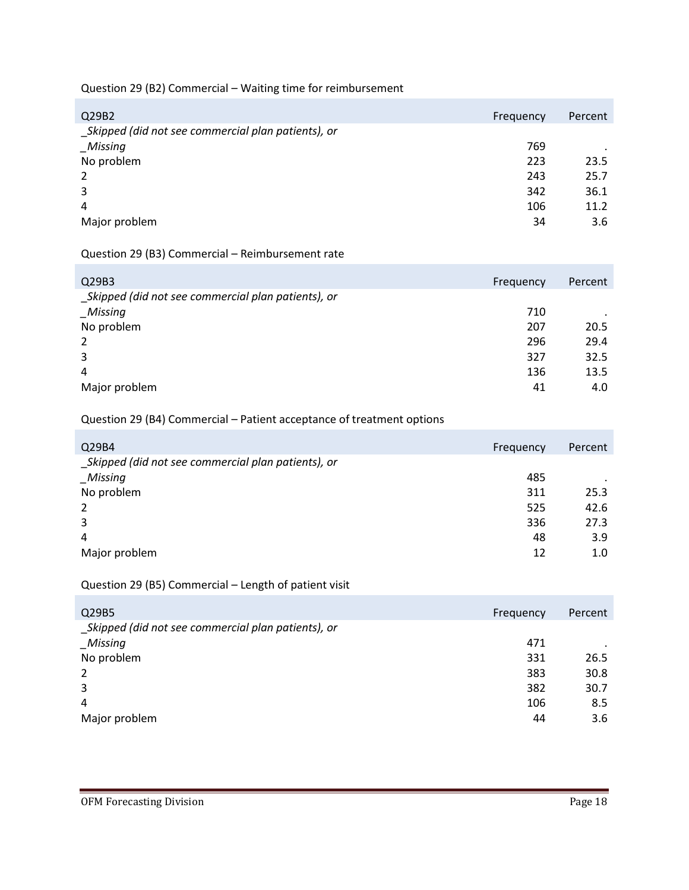Question 29 (B2) Commercial – Waiting time for reimbursement

| Q29B2 | Frequency | Percent |
|---|---|---|
| _Skipped (did not see commercial plan patients), or _Missing | 769 | . |
| No problem | 223 | 23.5 |
| 2 | 243 | 25.7 |
| 3 | 342 | 36.1 |
| 4 | 106 | 11.2 |
| Major problem | 34 | 3.6 |

Question 29 (B3) Commercial – Reimbursement rate

| Q29B3 | Frequency | Percent |
|---|---|---|
| _Skipped (did not see commercial plan patients), or _Missing | 710 | . |
| No problem | 207 | 20.5 |
| 2 | 296 | 29.4 |
| 3 | 327 | 32.5 |
| 4 | 136 | 13.5 |
| Major problem | 41 | 4.0 |

Question 29 (B4) Commercial – Patient acceptance of treatment options

| Q29B4 | Frequency | Percent |
|---|---|---|
| _Skipped (did not see commercial plan patients), or _Missing | 485 | . |
| No problem | 311 | 25.3 |
| 2 | 525 | 42.6 |
| 3 | 336 | 27.3 |
| 4 | 48 | 3.9 |
| Major problem | 12 | 1.0 |

Question 29 (B5) Commercial – Length of patient visit

| Q29B5 | Frequency | Percent |
|---|---|---|
| _Skipped (did not see commercial plan patients), or _Missing | 471 | . |
| No problem | 331 | 26.5 |
| 2 | 383 | 30.8 |
| 3 | 382 | 30.7 |
| 4 | 106 | 8.5 |
| Major problem | 44 | 3.6 |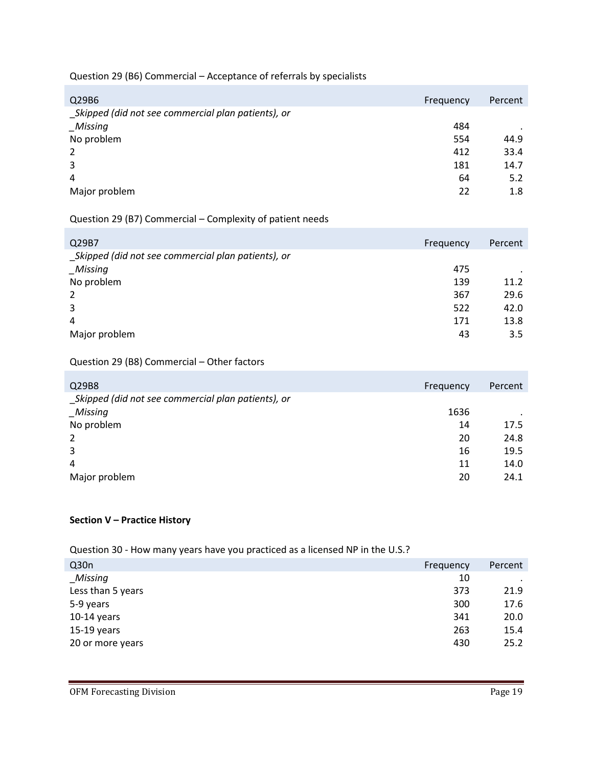Question 29 (B6) Commercial – Acceptance of referrals by specialists

| Q29B6 | Frequency | Percent |
|---|---|---|
| _Skipped (did not see commercial plan patients), or _Missing | 484 | . |
| No problem | 554 | 44.9 |
| 2 | 412 | 33.4 |
| 3 | 181 | 14.7 |
| 4 | 64 | 5.2 |
| Major problem | 22 | 1.8 |

Question 29 (B7) Commercial – Complexity of patient needs

| Q29B7 | Frequency | Percent |
|---|---|---|
| _Skipped (did not see commercial plan patients), or _Missing | 475 | . |
| No problem | 139 | 11.2 |
| 2 | 367 | 29.6 |
| 3 | 522 | 42.0 |
| 4 | 171 | 13.8 |
| Major problem | 43 | 3.5 |

Question 29 (B8) Commercial – Other factors

| Q29B8 | Frequency | Percent |
|---|---|---|
| _Skipped (did not see commercial plan patients), or _Missing | 1636 | . |
| No problem | 14 | 17.5 |
| 2 | 20 | 24.8 |
| 3 | 16 | 19.5 |
| 4 | 11 | 14.0 |
| Major problem | 20 | 24.1 |

**Section V – Practice History**

Question 30 - How many years have you practiced as a licensed NP in the U.S.?

| Q30n | Frequency | Percent |
|---|---|---|
| _Missing | 10 | . |
| Less than 5 years | 373 | 21.9 |
| 5-9 years | 300 | 17.6 |
| 10-14 years | 341 | 20.0 |
| 15-19 years | 263 | 15.4 |
| 20 or more years | 430 | 25.2 |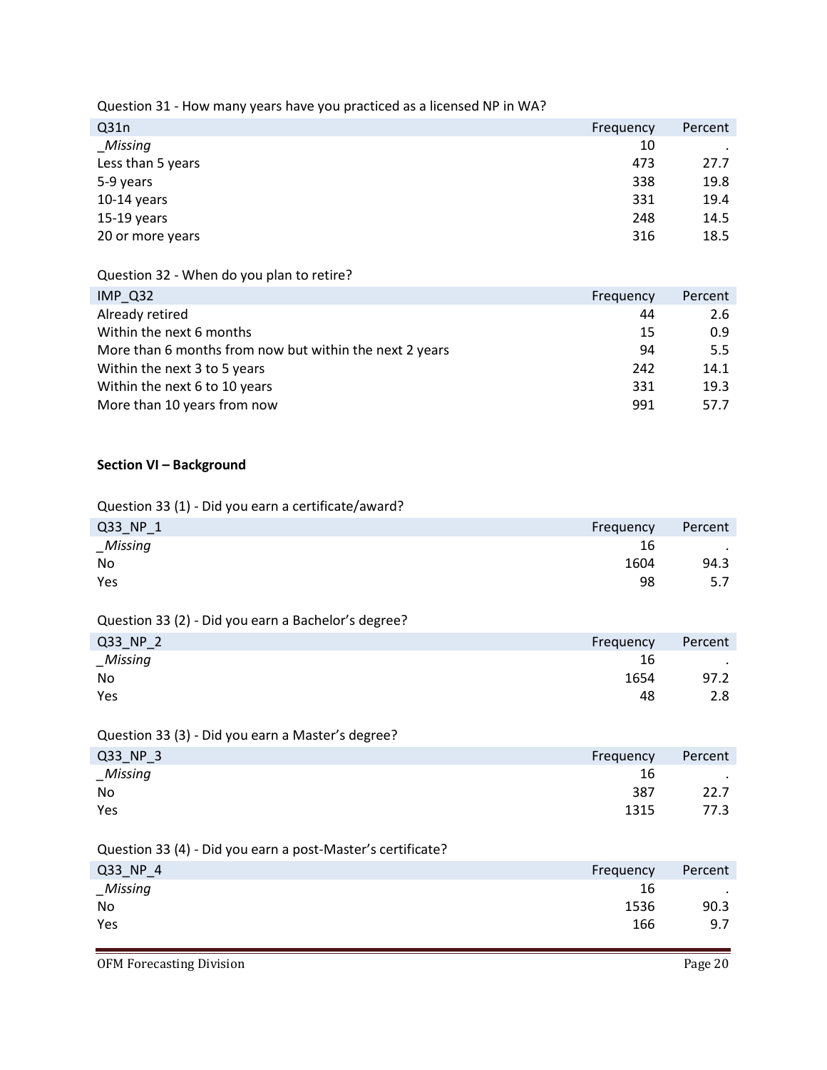Question 31 - How many years have you practiced as a licensed NP in WA?

| Q31n | Frequency | Percent |
|---|---|---|
| _Missing | 10 | . |
| Less than 5 years | 473 | 27.7 |
| 5-9 years | 338 | 19.8 |
| 10-14 years | 331 | 19.4 |
| 15-19 years | 248 | 14.5 |
| 20 or more years | 316 | 18.5 |

Question 32 - When do you plan to retire?

| IMP_Q32 | Frequency | Percent |
|---|---|---|
| Already retired | 44 | 2.6 |
| Within the next 6 months | 15 | 0.9 |
| More than 6 months from now but within the next 2 years | 94 | 5.5 |
| Within the next 3 to 5 years | 242 | 14.1 |
| Within the next 6 to 10 years | 331 | 19.3 |
| More than 10 years from now | 991 | 57.7 |

**Section VI – Background**

Question 33 (1) - Did you earn a certificate/award?

| Q33_NP_1 | Frequency | Percent |
|---|---|---|
| _Missing | 16 | . |
| No | 1604 | 94.3 |
| Yes | 98 | 5.7 |

Question 33 (2) - Did you earn a Bachelor's degree?

| Q33_NP_2 | Frequency | Percent |
|---|---|---|
| _Missing | 16 | . |
| No | 1654 | 97.2 |
| Yes | 48 | 2.8 |

Question 33 (3) - Did you earn a Master's degree?

| Q33_NP_3 | Frequency | Percent |
|---|---|---|
| _Missing | 16 | . |
| No | 387 | 22.7 |
| Yes | 1315 | 77.3 |

Question 33 (4) - Did you earn a post-Master's certificate?

| Q33_NP_4 | Frequency | Percent |
|---|---|---|
| _Missing | 16 | . |
| No | 1536 | 90.3 |
| Yes | 166 | 9.7 |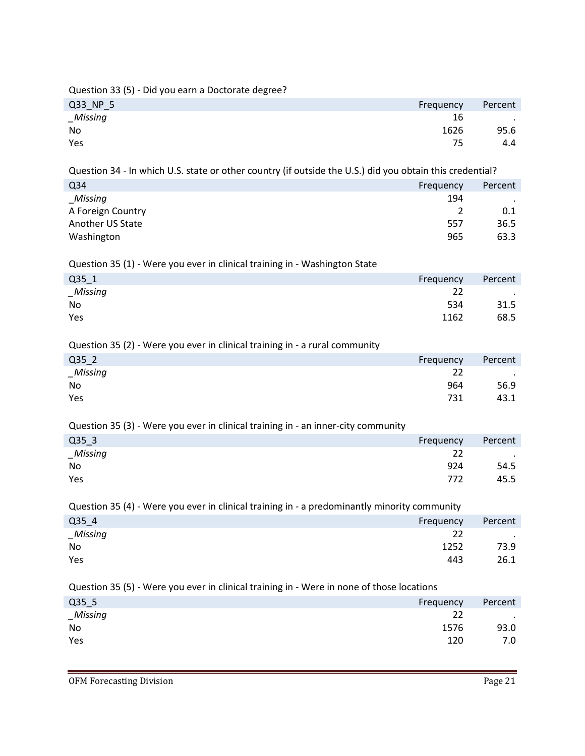Question 33 (5) - Did you earn a Doctorate degree?

| Q33_NP_5 | Frequency | Percent |
|---|---|---|
| *_Missing* | 16 | . |
| No | 1626 | 95.6 |
| Yes | 75 | 4.4 |

Question 34 - In which U.S. state or other country (if outside the U.S.) did you obtain this credential?

| Q34 | Frequency | Percent |
|---|---|---|
| *_Missing* | 194 | . |
| A Foreign Country | 2 | 0.1 |
| Another US State | 557 | 36.5 |
| Washington | 965 | 63.3 |

Question 35 (1) - Were you ever in clinical training in - Washington State

| Q35_1 | Frequency | Percent |
|---|---|---|
| *_Missing* | 22 | . |
| No | 534 | 31.5 |
| Yes | 1162 | 68.5 |

Question 35 (2) - Were you ever in clinical training in - a rural community

| Q35_2 | Frequency | Percent |
|---|---|---|
| *_Missing* | 22 | . |
| No | 964 | 56.9 |
| Yes | 731 | 43.1 |

Question 35 (3) - Were you ever in clinical training in - an inner-city community

| Q35_3 | Frequency | Percent |
|---|---|---|
| *_Missing* | 22 | . |
| No | 924 | 54.5 |
| Yes | 772 | 45.5 |

Question 35 (4) - Were you ever in clinical training in - a predominantly minority community

| Q35_4 | Frequency | Percent |
|---|---|---|
| *_Missing* | 22 | . |
| No | 1252 | 73.9 |
| Yes | 443 | 26.1 |

Question 35 (5) - Were you ever in clinical training in - Were in none of those locations

| Q35_5 | Frequency | Percent |
|---|---|---|
| *_Missing* | 22 | . |
| No | 1576 | 93.0 |
| Yes | 120 | 7.0 |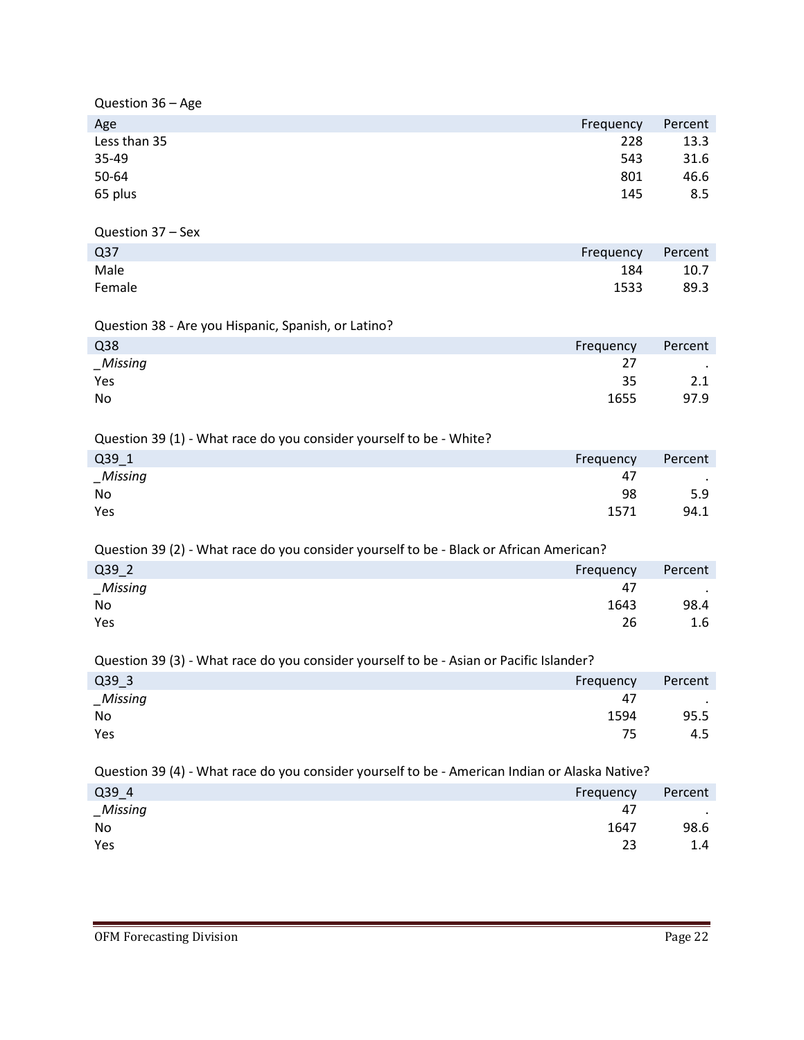Question 36 – Age

| Age | Frequency | Percent |
|---|---|---|
| Less than 35 | 228 | 13.3 |
| 35-49 | 543 | 31.6 |
| 50-64 | 801 | 46.6 |
| 65 plus | 145 | 8.5 |

Question 37 – Sex

| Q37 | Frequency | Percent |
|---|---|---|
| Male | 184 | 10.7 |
| Female | 1533 | 89.3 |

Question 38 - Are you Hispanic, Spanish, or Latino?

| Q38 | Frequency | Percent |
|---|---|---|
| *_Missing* | 27 | . |
| Yes | 35 | 2.1 |
| No | 1655 | 97.9 |

Question 39 (1) - What race do you consider yourself to be - White?

| Q39_1 | Frequency | Percent |
|---|---|---|
| *_Missing* | 47 | . |
| No | 98 | 5.9 |
| Yes | 1571 | 94.1 |

Question 39 (2) - What race do you consider yourself to be - Black or African American?

| Q39_2 | Frequency | Percent |
|---|---|---|
| *_Missing* | 47 | . |
| No | 1643 | 98.4 |
| Yes | 26 | 1.6 |

Question 39 (3) - What race do you consider yourself to be - Asian or Pacific Islander?

| Q39_3 | Frequency | Percent |
|---|---|---|
| *_Missing* | 47 | . |
| No | 1594 | 95.5 |
| Yes | 75 | 4.5 |

Question 39 (4) - What race do you consider yourself to be - American Indian or Alaska Native?

| Q39_4 | Frequency | Percent |
|---|---|---|
| *_Missing* | 47 | . |
| No | 1647 | 98.6 |
| Yes | 23 | 1.4 |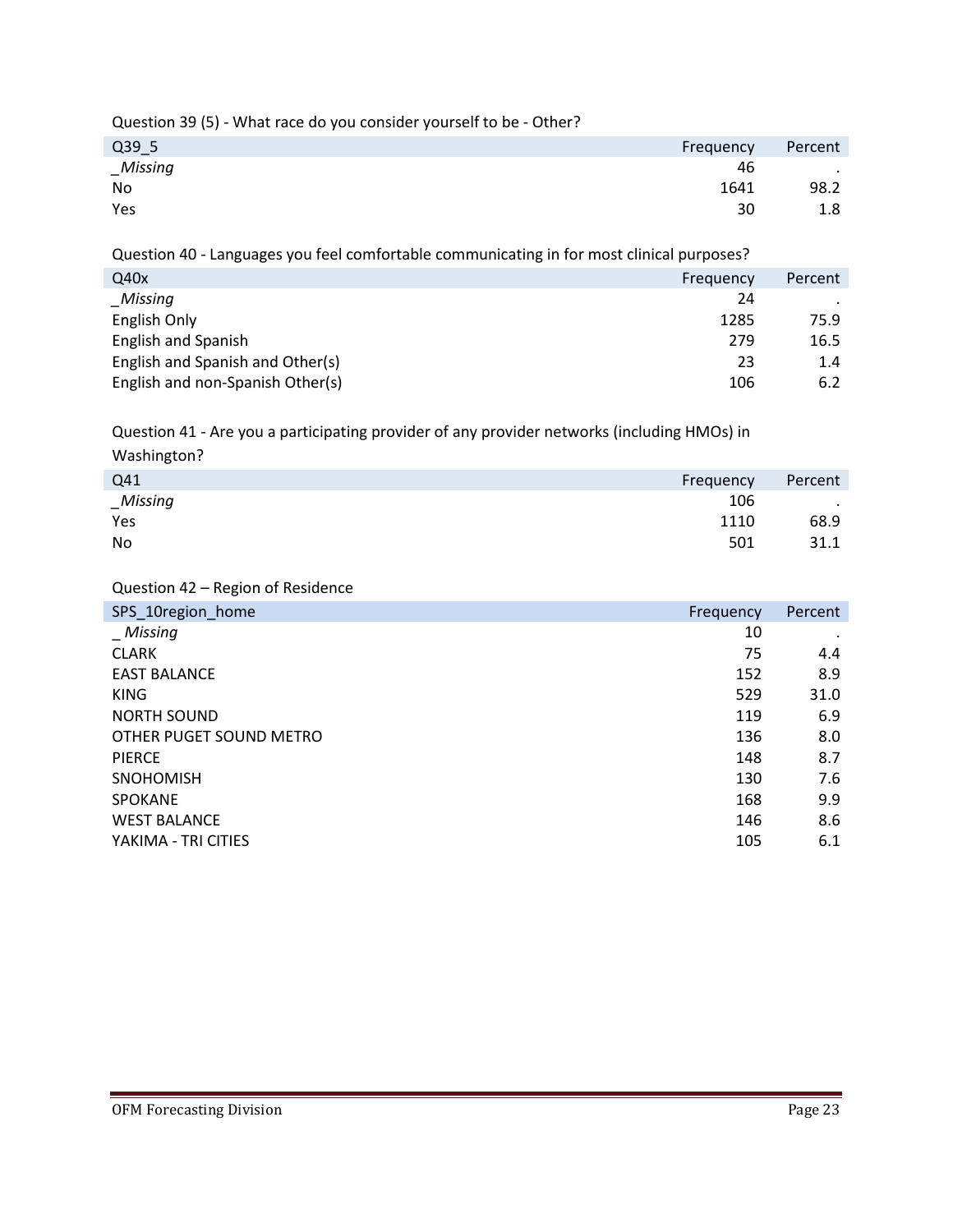Question 39 (5) - What race do you consider yourself to be - Other?

| Q39_5 | Frequency | Percent |
|---|---|---|
| *_Missing* | 46 | . |
| No | 1641 | 98.2 |
| Yes | 30 | 1.8 |

Question 40 - Languages you feel comfortable communicating in for most clinical purposes?

| Q40x | Frequency | Percent |
|---|---|---|
| *_Missing* | 24 | . |
| English Only | 1285 | 75.9 |
| English and Spanish | 279 | 16.5 |
| English and Spanish and Other(s) | 23 | 1.4 |
| English and non-Spanish Other(s) | 106 | 6.2 |

Question 41 - Are you a participating provider of any provider networks (including HMOs) in Washington?

| Q41 | Frequency | Percent |
|---|---|---|
| *_Missing* | 106 | . |
| Yes | 1110 | 68.9 |
| No | 501 | 31.1 |

Question 42 – Region of Residence

| SPS_10region_home | Frequency | Percent |
|---|---|---|
| *_ Missing* | 10 | . |
| CLARK | 75 | 4.4 |
| EAST BALANCE | 152 | 8.9 |
| KING | 529 | 31.0 |
| NORTH SOUND | 119 | 6.9 |
| OTHER PUGET SOUND METRO | 136 | 8.0 |
| PIERCE | 148 | 8.7 |
| SNOHOMISH | 130 | 7.6 |
| SPOKANE | 168 | 9.9 |
| WEST BALANCE | 146 | 8.6 |
| YAKIMA - TRI CITIES | 105 | 6.1 |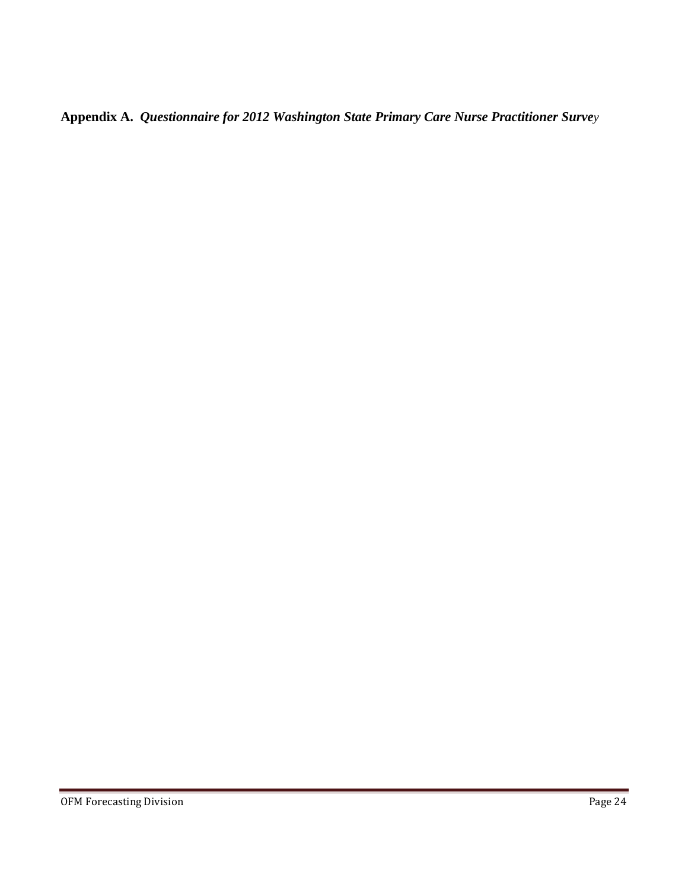**Appendix A.** ***Questionnaire for 2012 Washington State Primary Care Nurse Practitioner Survey***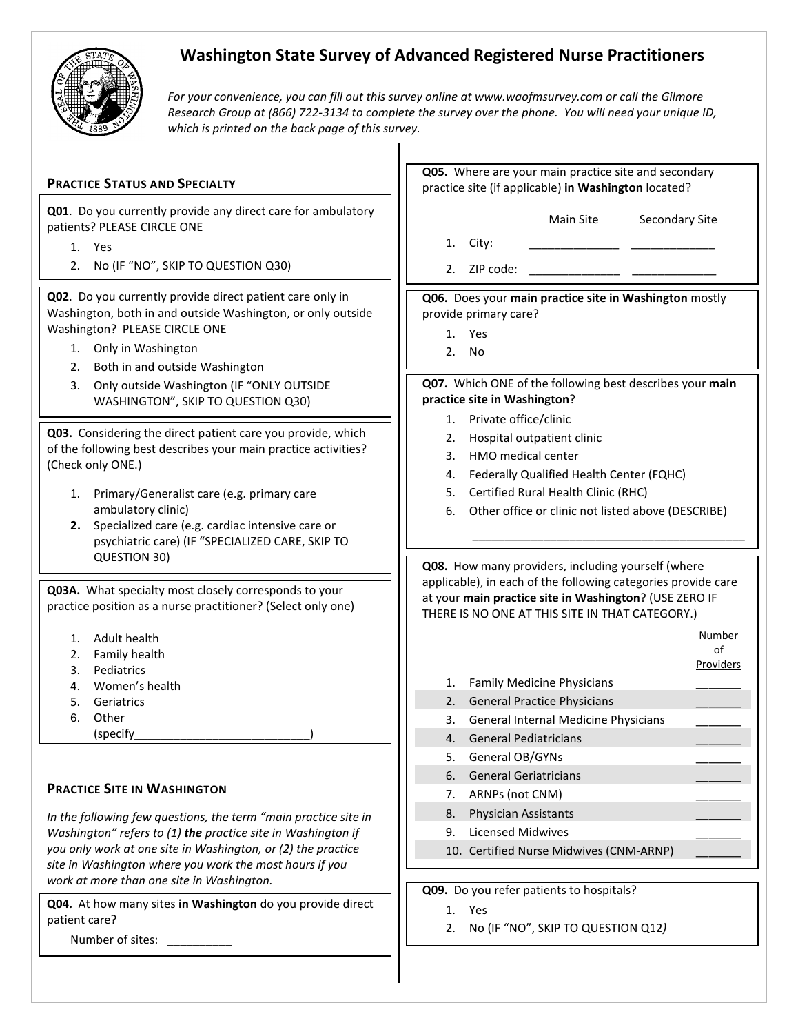# Washington State Survey of Advanced Registered Nurse Practitioners

*For your convenience, you can fill out this survey online at www.waofmsurvey.com or call the Gilmore Research Group at (866) 722-3134 to complete the survey over the phone. You will need your unique ID, which is printed on the back page of this survey.*

## Practice Status and Specialty

**Q01**. Do you currently provide any direct care for ambulatory patients? PLEASE CIRCLE ONE

1. Yes
2. No (IF "NO", SKIP TO QUESTION Q30)

**Q02**. Do you currently provide direct patient care only in Washington, both in and outside Washington, or only outside Washington? PLEASE CIRCLE ONE

1. Only in Washington
2. Both in and outside Washington
3. Only outside Washington (IF "ONLY OUTSIDE WASHINGTON", SKIP TO QUESTION Q30)

**Q03.** Considering the direct patient care you provide, which of the following best describes your main practice activities? (Check only ONE.)

1. Primary/Generalist care (e.g. primary care ambulatory clinic)
2. Specialized care (e.g. cardiac intensive care or psychiatric care) (IF "SPECIALIZED CARE, SKIP TO QUESTION 30)

**Q03A.** What specialty most closely corresponds to your practice position as a nurse practitioner? (Select only one)

1. Adult health
2. Family health
3. Pediatrics
4. Women's health
5. Geriatrics
6. Other (specify___________________________)

## Practice Site in Washington

*In the following few questions, the term "main practice site in Washington" refers to (1)* ***the*** *practice site in Washington if you only work at one site in Washington, or (2) the practice site in Washington where you work the most hours if you work at more than one site in Washington.*

**Q04.** At how many sites **in Washington** do you provide direct patient care?

Number of sites: __________

**Q05.** Where are your main practice site and secondary practice site (if applicable) **in Washington** located?

| | Main Site | Secondary Site |
|---|---|---|
| 1. City: | ______________ | _____________ |
| 2. ZIP code: | ______________ | _____________ |

**Q06.** Does your **main practice site in Washington** mostly provide primary care?

1. Yes
2. No

**Q07.** Which ONE of the following best describes your **main practice site in Washington**?

1. Private office/clinic
2. Hospital outpatient clinic
3. HMO medical center
4. Federally Qualified Health Center (FQHC)
5. Certified Rural Health Clinic (RHC)
6. Other office or clinic not listed above (DESCRIBE)

____________________________________________

**Q08.** How many providers, including yourself (where applicable), in each of the following categories provide care at your **main practice site in Washington**? (USE ZERO IF THERE IS NO ONE AT THIS SITE IN THAT CATEGORY.)

| | Number of Providers |
|---|---|
| 1. Family Medicine Physicians | _______ |
| 2. General Practice Physicians | _______ |
| 3. General Internal Medicine Physicians | _______ |
| 4. General Pediatricians | _______ |
| 5. General OB/GYNs | _______ |
| 6. General Geriatricians | _______ |
| 7. ARNPs (not CNM) | _______ |
| 8. Physician Assistants | _______ |
| 9. Licensed Midwives | _______ |
| 10. Certified Nurse Midwives (CNM-ARNP) | _______ |

**Q09.** Do you refer patients to hospitals?

1. Yes
2. No (IF "NO", SKIP TO QUESTION Q12*)*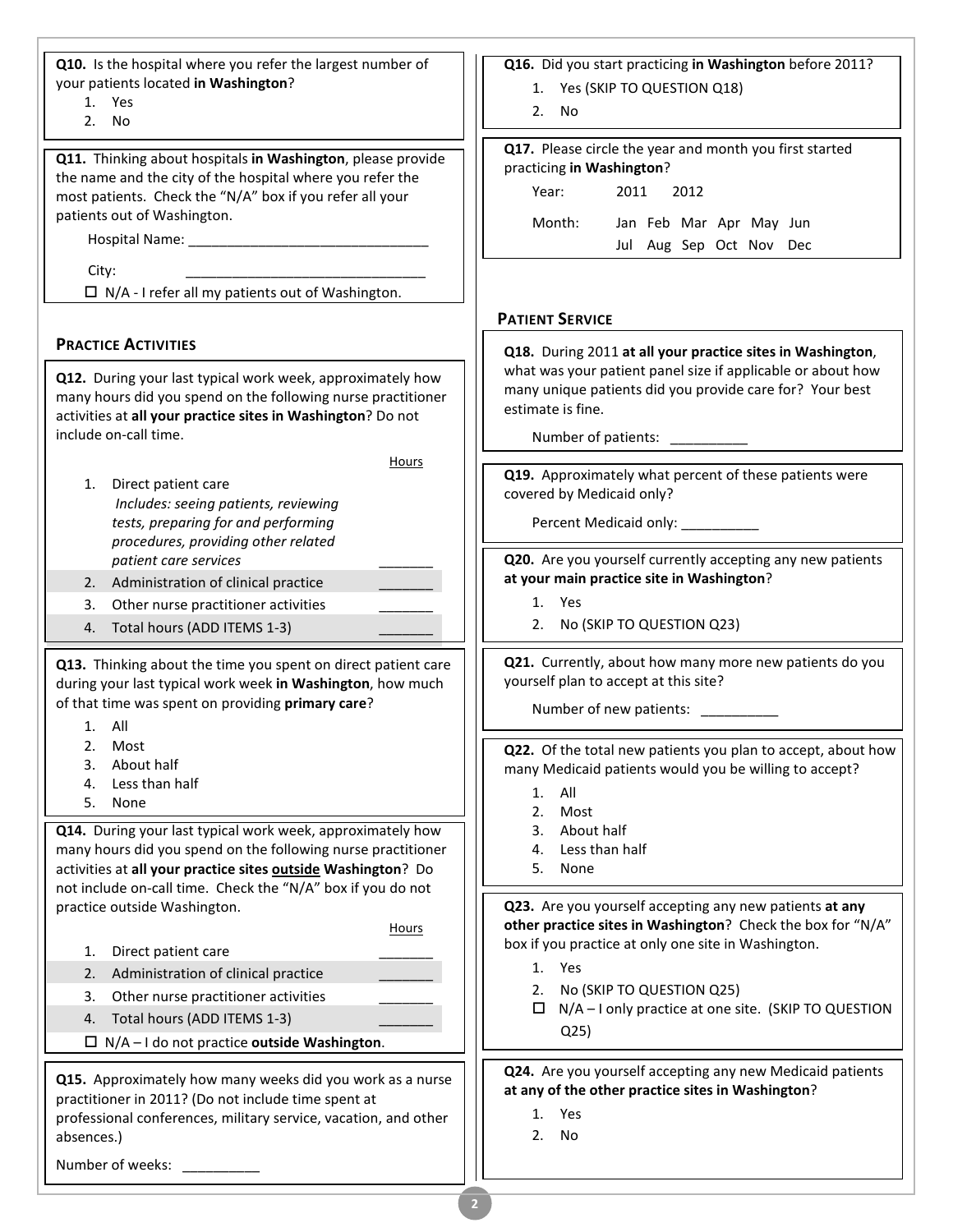**Q10.** Is the hospital where you refer the largest number of your patients located **in Washington**?

1. Yes
2. No

**Q11.** Thinking about hospitals **in Washington**, please provide the name and the city of the hospital where you refer the most patients. Check the "N/A" box if you refer all your patients out of Washington.

Hospital Name: _______________________________

City: _______________________________

☐ N/A - I refer all my patients out of Washington.

### Practice Activities

**Q12.** During your last typical work week, approximately how many hours did you spend on the following nurse practitioner activities at **all your practice sites in Washington**? Do not include on-call time.

| | Hours |
|---|---|
| 1. Direct patient care *Includes: seeing patients, reviewing tests, preparing for and performing procedures, providing other related patient care services* | _______ |
| 2. Administration of clinical practice | _______ |
| 3. Other nurse practitioner activities | _______ |
| 4. Total hours (ADD ITEMS 1-3) | _______ |

**Q13.** Thinking about the time you spent on direct patient care during your last typical work week **in Washington**, how much of that time was spent on providing **primary care**?

1. All
2. Most
3. About half
4. Less than half
5. None

**Q14.** During your last typical work week, approximately how many hours did you spend on the following nurse practitioner activities at **all your practice sites outside Washington**? Do not include on-call time. Check the "N/A" box if you do not practice outside Washington.

| | Hours |
|---|---|
| 1. Direct patient care | _______ |
| 2. Administration of clinical practice | _______ |
| 3. Other nurse practitioner activities | _______ |
| 4. Total hours (ADD ITEMS 1-3) | _______ |

☐ N/A – I do not practice **outside Washington**.

**Q15.** Approximately how many weeks did you work as a nurse practitioner in 2011? (Do not include time spent at professional conferences, military service, vacation, and other absences.)

Number of weeks: __________

**Q16.** Did you start practicing **in Washington** before 2011?

1. Yes (SKIP TO QUESTION Q18)
2. No

**Q17.** Please circle the year and month you first started practicing **in Washington**?

Year: 2011 2012

Month: Jan Feb Mar Apr May Jun
Jul Aug Sep Oct Nov Dec

### Patient Service

**Q18.** During 2011 **at all your practice sites in Washington**, what was your patient panel size if applicable or about how many unique patients did you provide care for? Your best estimate is fine.

Number of patients: __________

**Q19.** Approximately what percent of these patients were covered by Medicaid only?

Percent Medicaid only: __________

**Q20.** Are you yourself currently accepting any new patients **at your main practice site in Washington**?

1. Yes
2. No (SKIP TO QUESTION Q23)

**Q21.** Currently, about how many more new patients do you yourself plan to accept at this site?

Number of new patients: __________

**Q22.** Of the total new patients you plan to accept, about how many Medicaid patients would you be willing to accept?

1. All
2. Most
3. About half
4. Less than half
5. None

**Q23.** Are you yourself accepting any new patients **at any other practice sites in Washington**? Check the box for "N/A" box if you practice at only one site in Washington.

1. Yes
2. No (SKIP TO QUESTION Q25)

☐ N/A – I only practice at one site. (SKIP TO QUESTION Q25)

**Q24.** Are you yourself accepting any new Medicaid patients **at any of the other practice sites in Washington**?

1. Yes
2. No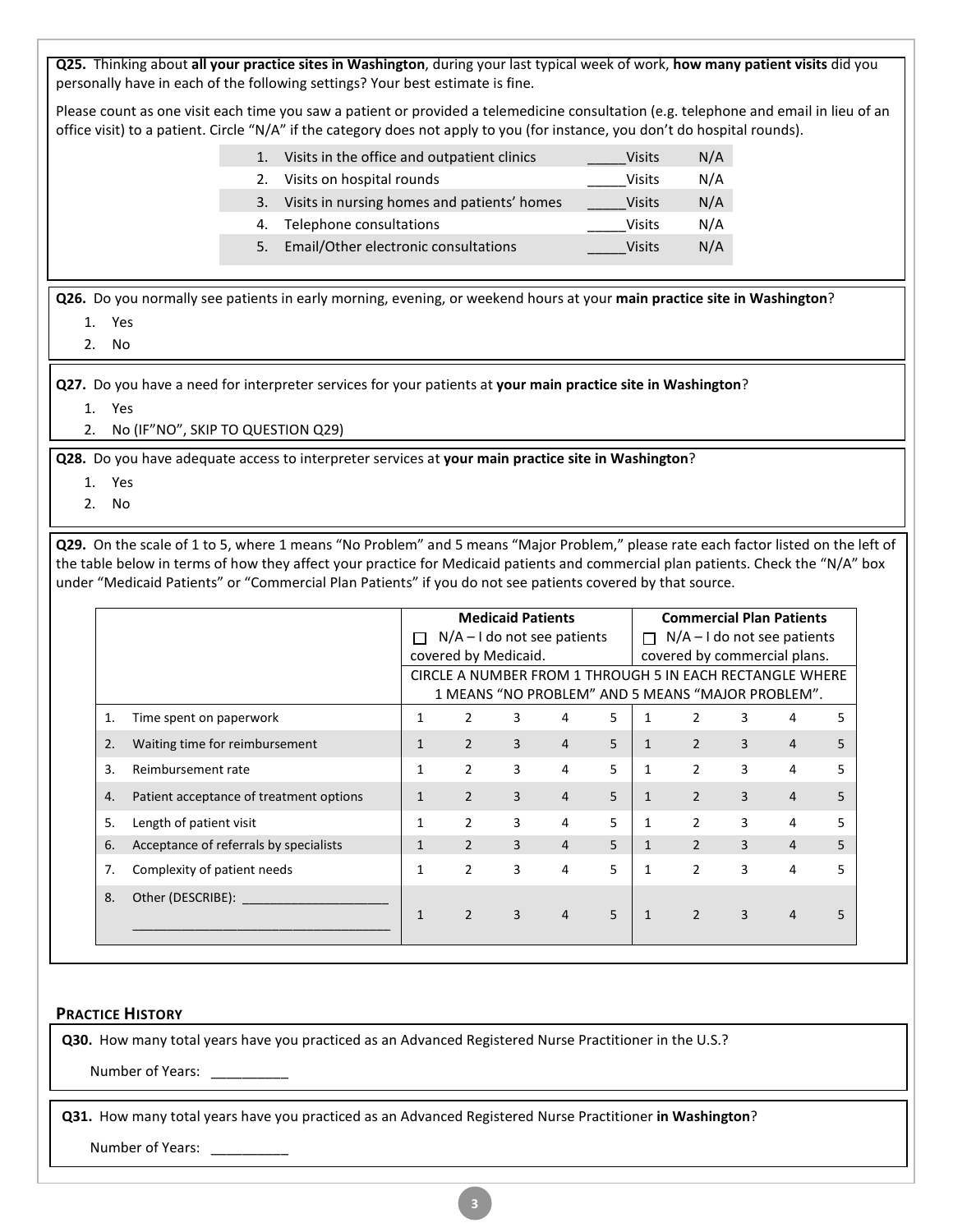**Q25.** Thinking about **all your practice sites in Washington**, during your last typical week of work, **how many patient visits** did you personally have in each of the following settings? Your best estimate is fine.

Please count as one visit each time you saw a patient or provided a telemedicine consultation (e.g. telephone and email in lieu of an office visit) to a patient. Circle "N/A" if the category does not apply to you (for instance, you don't do hospital rounds).

| | | | |
|---|---|---|---|
| 1. | Visits in the office and outpatient clinics | _____Visits | N/A |
| 2. | Visits on hospital rounds | _____Visits | N/A |
| 3. | Visits in nursing homes and patients' homes | _____Visits | N/A |
| 4. | Telephone consultations | _____Visits | N/A |
| 5. | Email/Other electronic consultations | _____Visits | N/A |

**Q26.** Do you normally see patients in early morning, evening, or weekend hours at your **main practice site in Washington**?

1. Yes
2. No

**Q27.** Do you have a need for interpreter services for your patients at **your main practice site in Washington**?

1. Yes
2. No (IF"NO", SKIP TO QUESTION Q29)

**Q28.** Do you have adequate access to interpreter services at **your main practice site in Washington**?

1. Yes
2. No

**Q29.** On the scale of 1 to 5, where 1 means "No Problem" and 5 means "Major Problem," please rate each factor listed on the left of the table below in terms of how they affect your practice for Medicaid patients and commercial plan patients. Check the "N/A" box under "Medicaid Patients" or "Commercial Plan Patients" if you do not see patients covered by that source.

| | | **Medicaid Patients** ☐ N/A – I do not see patients covered by Medicaid. | | | | | **Commercial Plan Patients** ☐ N/A – I do not see patients covered by commercial plans. | | | | |
|---|---|---|---|---|---|---|---|---|---|---|---|
| | | CIRCLE A NUMBER FROM 1 THROUGH 5 IN EACH RECTANGLE WHERE 1 MEANS "NO PROBLEM" AND 5 MEANS "MAJOR PROBLEM". | | | | | | | | | |
| 1. | Time spent on paperwork | 1 | 2 | 3 | 4 | 5 | 1 | 2 | 3 | 4 | 5 |
| 2. | Waiting time for reimbursement | 1 | 2 | 3 | 4 | 5 | 1 | 2 | 3 | 4 | 5 |
| 3. | Reimbursement rate | 1 | 2 | 3 | 4 | 5 | 1 | 2 | 3 | 4 | 5 |
| 4. | Patient acceptance of treatment options | 1 | 2 | 3 | 4 | 5 | 1 | 2 | 3 | 4 | 5 |
| 5. | Length of patient visit | 1 | 2 | 3 | 4 | 5 | 1 | 2 | 3 | 4 | 5 |
| 6. | Acceptance of referrals by specialists | 1 | 2 | 3 | 4 | 5 | 1 | 2 | 3 | 4 | 5 |
| 7. | Complexity of patient needs | 1 | 2 | 3 | 4 | 5 | 1 | 2 | 3 | 4 | 5 |
| 8. | Other (DESCRIBE): ____________________ ___________________________________ | 1 | 2 | 3 | 4 | 5 | 1 | 2 | 3 | 4 | 5 |

## Practice History

**Q30.** How many total years have you practiced as an Advanced Registered Nurse Practitioner in the U.S.?

Number of Years: __________

**Q31.** How many total years have you practiced as an Advanced Registered Nurse Practitioner **in Washington**?

Number of Years: __________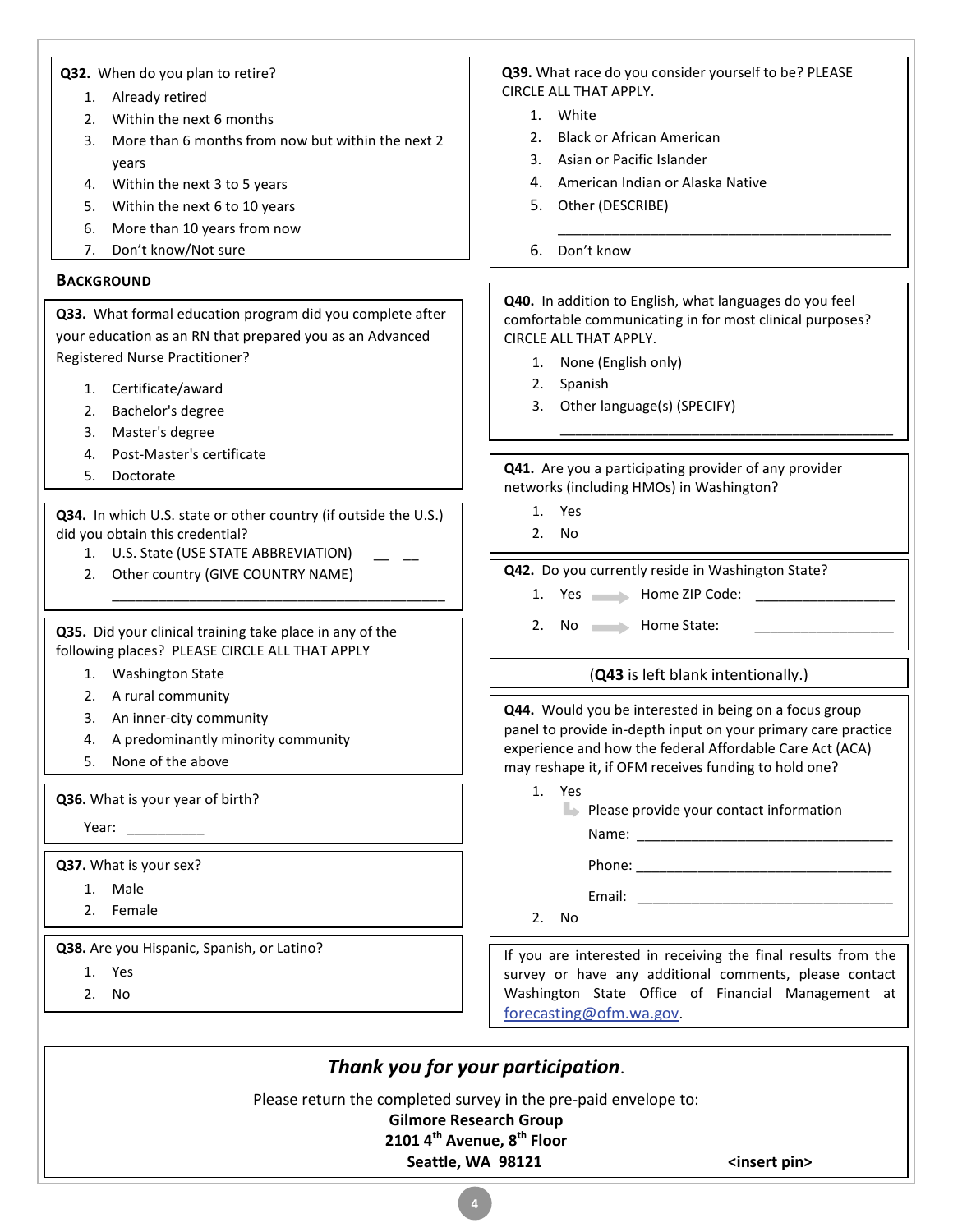**Q32.** When do you plan to retire?

1. Already retired
2. Within the next 6 months
3. More than 6 months from now but within the next 2 years
4. Within the next 3 to 5 years
5. Within the next 6 to 10 years
6. More than 10 years from now
7. Don't know/Not sure

## BACKGROUND

**Q33.** What formal education program did you complete after your education as an RN that prepared you as an Advanced Registered Nurse Practitioner?

1. Certificate/award
2. Bachelor's degree
3. Master's degree
4. Post-Master's certificate
5. Doctorate

**Q34.** In which U.S. state or other country (if outside the U.S.) did you obtain this credential?

1. U.S. State (USE STATE ABBREVIATION) __ __
2. Other country (GIVE COUNTRY NAME) ____________________________________________

**Q35.** Did your clinical training take place in any of the following places? PLEASE CIRCLE ALL THAT APPLY

1. Washington State
2. A rural community
3. An inner-city community
4. A predominantly minority community
5. None of the above

**Q36.** What is your year of birth?

Year: __________

**Q37.** What is your sex?

1. Male
2. Female

**Q38.** Are you Hispanic, Spanish, or Latino?

1. Yes
2. No

**Q39.** What race do you consider yourself to be? PLEASE CIRCLE ALL THAT APPLY.

1. White
2. Black or African American
3. Asian or Pacific Islander
4. American Indian or Alaska Native
5. Other (DESCRIBE) ____________________________________________
6. Don't know

**Q40.** In addition to English, what languages do you feel comfortable communicating in for most clinical purposes? CIRCLE ALL THAT APPLY.

1. None (English only)
2. Spanish
3. Other language(s) (SPECIFY) ____________________________________________

**Q41.** Are you a participating provider of any provider networks (including HMOs) in Washington?

1. Yes
2. No

**Q42.** Do you currently reside in Washington State?

1. Yes → Home ZIP Code: __________________
2. No → Home State: __________________

(**Q43** is left blank intentionally.)

**Q44.** Would you be interested in being on a focus group panel to provide in-depth input on your primary care practice experience and how the federal Affordable Care Act (ACA) may reshape it, if OFM receives funding to hold one?

1. Yes
   - Please provide your contact information
   - Name: __________________________________
   - Phone: __________________________________
   - Email: __________________________________
2. No

If you are interested in receiving the final results from the survey or have any additional comments, please contact Washington State Office of Financial Management at forecasting@ofm.wa.gov.

***Thank you for your participation***.

Please return the completed survey in the pre-paid envelope to:

**Gilmore Research Group**
**2101 4th Avenue, 8th Floor**
**Seattle, WA 98121** **<insert pin>**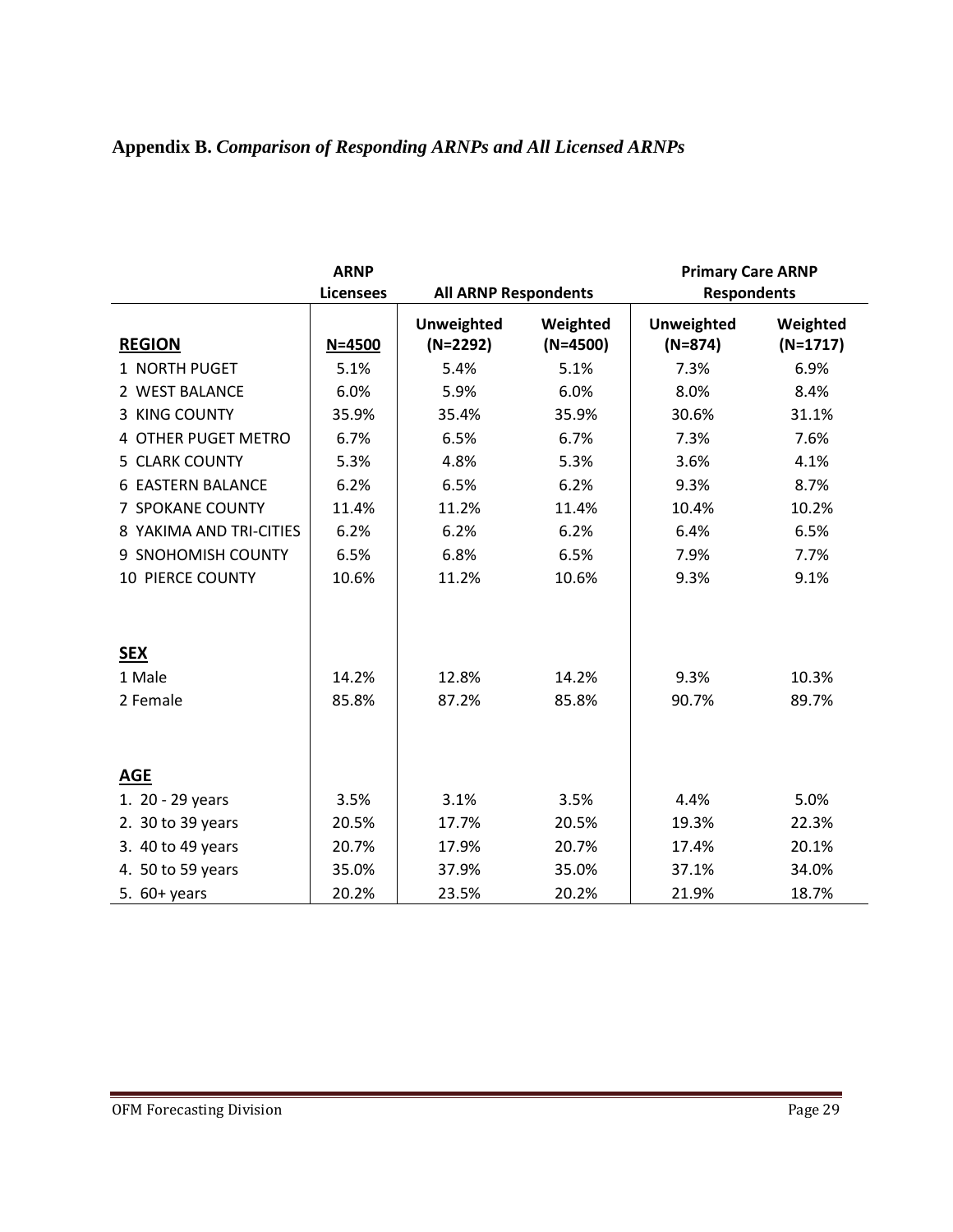## Appendix B. *Comparison of Responding ARNPs and All Licensed ARNPs*

| | ARNP Licensees | All ARNP Respondents | | Primary Care ARNP Respondents | |
|---|---|---|---|---|---|
| **REGION** | N=4500 | Unweighted (N=2292) | Weighted (N=4500) | Unweighted (N=874) | Weighted (N=1717) |
| 1 NORTH PUGET | 5.1% | 5.4% | 5.1% | 7.3% | 6.9% |
| 2 WEST BALANCE | 6.0% | 5.9% | 6.0% | 8.0% | 8.4% |
| 3 KING COUNTY | 35.9% | 35.4% | 35.9% | 30.6% | 31.1% |
| 4 OTHER PUGET METRO | 6.7% | 6.5% | 6.7% | 7.3% | 7.6% |
| 5 CLARK COUNTY | 5.3% | 4.8% | 5.3% | 3.6% | 4.1% |
| 6 EASTERN BALANCE | 6.2% | 6.5% | 6.2% | 9.3% | 8.7% |
| 7 SPOKANE COUNTY | 11.4% | 11.2% | 11.4% | 10.4% | 10.2% |
| 8 YAKIMA AND TRI-CITIES | 6.2% | 6.2% | 6.2% | 6.4% | 6.5% |
| 9 SNOHOMISH COUNTY | 6.5% | 6.8% | 6.5% | 7.9% | 7.7% |
| 10 PIERCE COUNTY | 10.6% | 11.2% | 10.6% | 9.3% | 9.1% |
| **SEX** | | | | | |
| 1 Male | 14.2% | 12.8% | 14.2% | 9.3% | 10.3% |
| 2 Female | 85.8% | 87.2% | 85.8% | 90.7% | 89.7% |
| **AGE** | | | | | |
| 1. 20 - 29 years | 3.5% | 3.1% | 3.5% | 4.4% | 5.0% |
| 2. 30 to 39 years | 20.5% | 17.7% | 20.5% | 19.3% | 22.3% |
| 3. 40 to 49 years | 20.7% | 17.9% | 20.7% | 17.4% | 20.1% |
| 4. 50 to 59 years | 35.0% | 37.9% | 35.0% | 37.1% | 34.0% |
| 5. 60+ years | 20.2% | 23.5% | 20.2% | 21.9% | 18.7% |